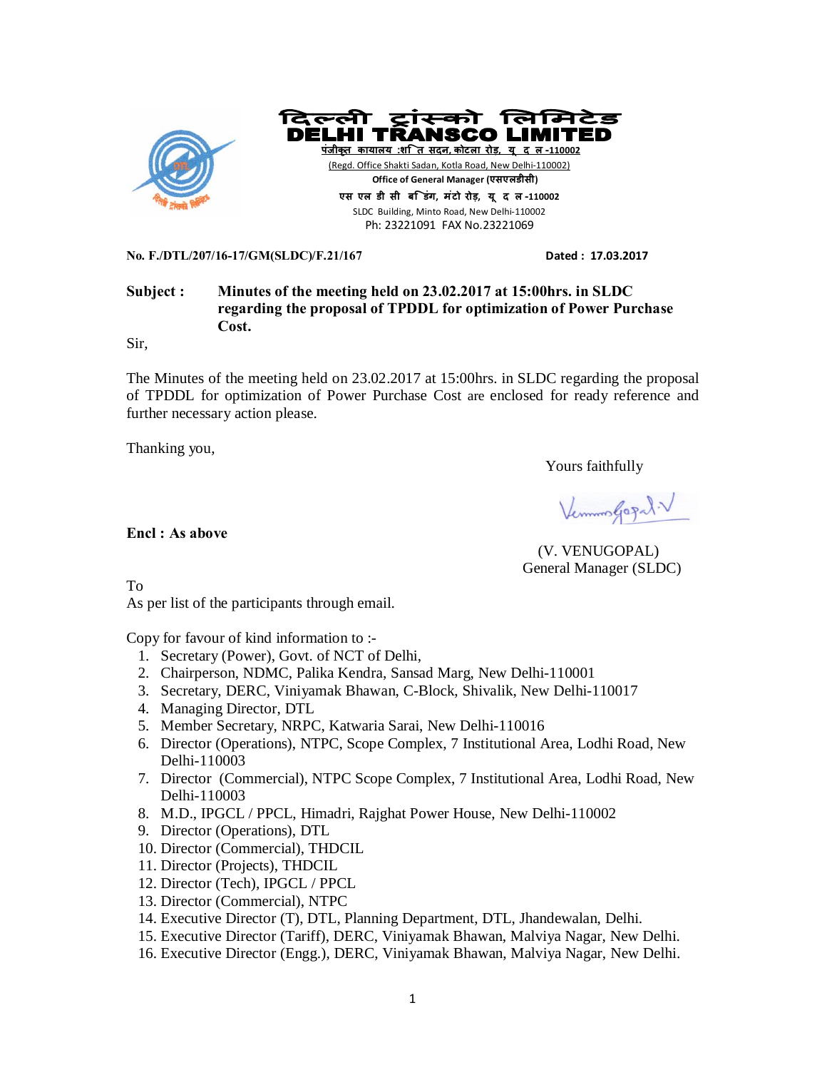# दिल्ली ट्रांस्को लिमिटेड
# DELHI TRANSCO LIMITED

पंजीकृत कार्यालय :शक्ति सदन, कोटला रोड, नई दिल्ली -110002
(Regd. Office Shakti Sadan, Kotla Road, New Delhi-110002)
**Office of General Manager (एसएलडीसी)**
एस एल डी सी बिल्डिंग, मिंटो रोड, नई दिल्ली -110002
SLDC Building, Minto Road, New Delhi-110002
Ph: 23221091 FAX No.23221069

**No. F./DTL/207/16-17/GM(SLDC)/F.21/167** **Dated : 17.03.2017**

**Subject : Minutes of the meeting held on 23.02.2017 at 15:00hrs. in SLDC regarding the proposal of TPDDL for optimization of Power Purchase Cost.**

Sir,

The Minutes of the meeting held on 23.02.2017 at 15:00hrs. in SLDC regarding the proposal of TPDDL for optimization of Power Purchase Cost are enclosed for ready reference and further necessary action please.

Thanking you,

Yours faithfully

(V. VENUGOPAL)
General Manager (SLDC)

**Encl : As above**

To
As per list of the participants through email.

Copy for favour of kind information to :-

1. Secretary (Power), Govt. of NCT of Delhi,
2. Chairperson, NDMC, Palika Kendra, Sansad Marg, New Delhi-110001
3. Secretary, DERC, Viniyamak Bhawan, C-Block, Shivalik, New Delhi-110017
4. Managing Director, DTL
5. Member Secretary, NRPC, Katwaria Sarai, New Delhi-110016
6. Director (Operations), NTPC, Scope Complex, 7 Institutional Area, Lodhi Road, New Delhi-110003
7. Director (Commercial), NTPC Scope Complex, 7 Institutional Area, Lodhi Road, New Delhi-110003
8. M.D., IPGCL / PPCL, Himadri, Rajghat Power House, New Delhi-110002
9. Director (Operations), DTL
10. Director (Commercial), THDCIL
11. Director (Projects), THDCIL
12. Director (Tech), IPGCL / PPCL
13. Director (Commercial), NTPC
14. Executive Director (T), DTL, Planning Department, DTL, Jhandewalan, Delhi.
15. Executive Director (Tariff), DERC, Viniyamak Bhawan, Malviya Nagar, New Delhi.
16. Executive Director (Engg.), DERC, Viniyamak Bhawan, Malviya Nagar, New Delhi.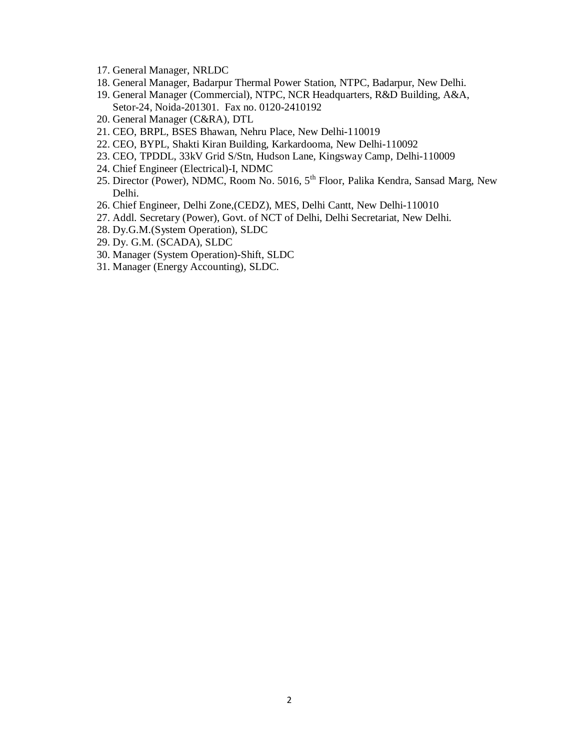17. General Manager, NRLDC
18. General Manager, Badarpur Thermal Power Station, NTPC, Badarpur, New Delhi.
19. General Manager (Commercial), NTPC, NCR Headquarters, R&D Building, A&A, Setor-24, Noida-201301. Fax no. 0120-2410192
20. General Manager (C&RA), DTL
21. CEO, BRPL, BSES Bhawan, Nehru Place, New Delhi-110019
22. CEO, BYPL, Shakti Kiran Building, Karkardooma, New Delhi-110092
23. CEO, TPDDL, 33kV Grid S/Stn, Hudson Lane, Kingsway Camp, Delhi-110009
24. Chief Engineer (Electrical)-I, NDMC
25. Director (Power), NDMC, Room No. 5016, 5th Floor, Palika Kendra, Sansad Marg, New Delhi.
26. Chief Engineer, Delhi Zone,(CEDZ), MES, Delhi Cantt, New Delhi-110010
27. Addl. Secretary (Power), Govt. of NCT of Delhi, Delhi Secretariat, New Delhi.
28. Dy.G.M.(System Operation), SLDC
29. Dy. G.M. (SCADA), SLDC
30. Manager (System Operation)-Shift, SLDC
31. Manager (Energy Accounting), SLDC.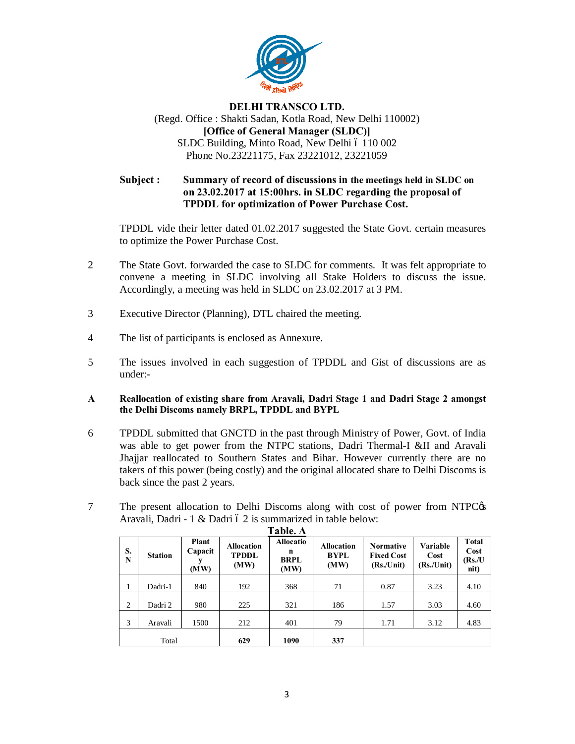**DELHI TRANSCO LTD.**
(Regd. Office : Shakti Sadan, Kotla Road, New Delhi 110002)
**[Office of General Manager (SLDC)]**
SLDC Building, Minto Road, New Delhi – 110 002
Phone No.23221175, Fax 23221012, 23221059

**Subject :** **Summary of record of discussions in the meetings held in SLDC on on 23.02.2017 at 15:00hrs. in SLDC regarding the proposal of TPDDL for optimization of Power Purchase Cost.**

TPDDL vide their letter dated 01.02.2017 suggested the State Govt. certain measures to optimize the Power Purchase Cost.

2 The State Govt. forwarded the case to SLDC for comments. It was felt appropriate to convene a meeting in SLDC involving all Stake Holders to discuss the issue. Accordingly, a meeting was held in SLDC on 23.02.2017 at 3 PM.

3 Executive Director (Planning), DTL chaired the meeting.

4 The list of participants is enclosed as Annexure.

5 The issues involved in each suggestion of TPDDL and Gist of discussions are as under:-

**A Reallocation of existing share from Aravali, Dadri Stage 1 and Dadri Stage 2 amongst the Delhi Discoms namely BRPL, TPDDL and BYPL**

6 TPDDL submitted that GNCTD in the past through Ministry of Power, Govt. of India was able to get power from the NTPC stations, Dadri Thermal-I &II and Aravali Jhajjar reallocated to Southern States and Bihar. However currently there are no takers of this power (being costly) and the original allocated share to Delhi Discoms is back since the past 2 years.

7 The present allocation to Delhi Discoms along with cost of power from NTPC's Aravali, Dadri - 1 & Dadri – 2 is summarized in table below:

**Table. A**

| S. N | Station | Plant Capacity (MW) | Allocation TPDDL (MW) | Allocation BRPL (MW) | Allocation BYPL (MW) | Normative Fixed Cost (Rs./Unit) | Variable Cost (Rs./Unit) | Total Cost (Rs./Unit) |
|---|---|---|---|---|---|---|---|---|
| 1 | Dadri-1 | 840 | 192 | 368 | 71 | 0.87 | 3.23 | 4.10 |
| 2 | Dadri 2 | 980 | 225 | 321 | 186 | 1.57 | 3.03 | 4.60 |
| 3 | Aravali | 1500 | 212 | 401 | 79 | 1.71 | 3.12 | 4.83 |
| Total | | | **629** | **1090** | **337** | | | |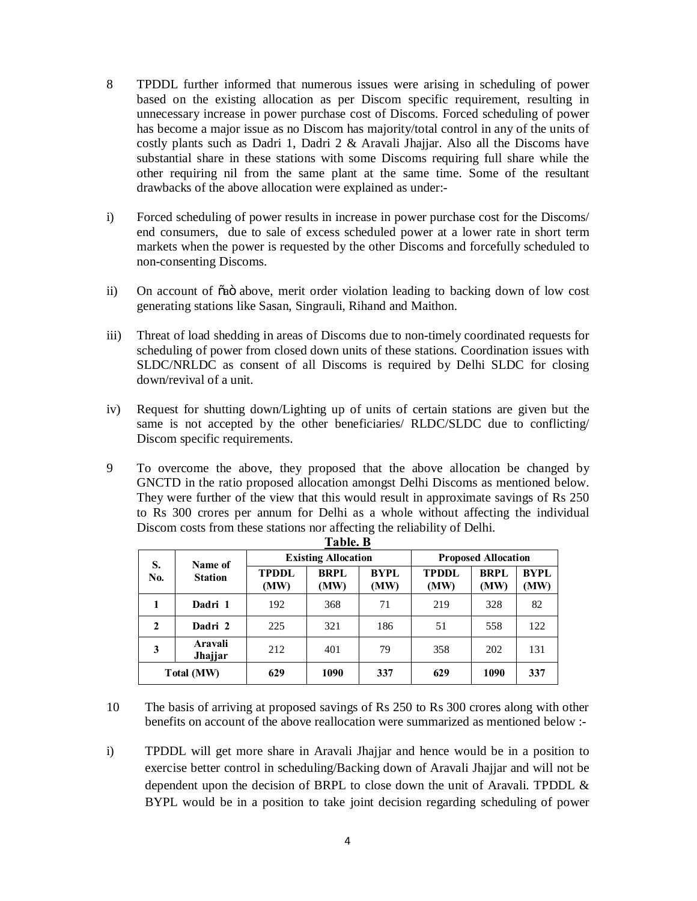8 TPDDL further informed that numerous issues were arising in scheduling of power based on the existing allocation as per Discom specific requirement, resulting in unnecessary increase in power purchase cost of Discoms. Forced scheduling of power has become a major issue as no Discom has majority/total control in any of the units of costly plants such as Dadri 1, Dadri 2 & Aravali Jhajjar. Also all the Discoms have substantial share in these stations with some Discoms requiring full share while the other requiring nil from the same plant at the same time. Some of the resultant drawbacks of the above allocation were explained as under:-

i) Forced scheduling of power results in increase in power purchase cost for the Discoms/ end consumers, due to sale of excess scheduled power at a lower rate in short term markets when the power is requested by the other Discoms and forcefully scheduled to non-consenting Discoms.

ii) On account of õaò above, merit order violation leading to backing down of low cost generating stations like Sasan, Singrauli, Rihand and Maithon.

iii) Threat of load shedding in areas of Discoms due to non-timely coordinated requests for scheduling of power from closed down units of these stations. Coordination issues with SLDC/NRLDC as consent of all Discoms is required by Delhi SLDC for closing down/revival of a unit.

iv) Request for shutting down/Lighting up of units of certain stations are given but the same is not accepted by the other beneficiaries/ RLDC/SLDC due to conflicting/ Discom specific requirements.

9 To overcome the above, they proposed that the above allocation be changed by GNCTD in the ratio proposed allocation amongst Delhi Discoms as mentioned below. They were further of the view that this would result in approximate savings of Rs 250 to Rs 300 crores per annum for Delhi as a whole without affecting the individual Discom costs from these stations nor affecting the reliability of Delhi.

**Table. B**

| S. No. | Name of Station | Existing Allocation | | | Proposed Allocation | | |
|---|---|---|---|---|---|---|---|
| | | TPDDL (MW) | BRPL (MW) | BYPL (MW) | TPDDL (MW) | BRPL (MW) | BYPL (MW) |
| **1** | **Dadri 1** | 192 | 368 | 71 | 219 | 328 | 82 |
| **2** | **Dadri 2** | 225 | 321 | 186 | 51 | 558 | 122 |
| **3** | **Aravali Jhajjar** | 212 | 401 | 79 | 358 | 202 | 131 |
| **Total (MW)** | | **629** | **1090** | **337** | **629** | **1090** | **337** |

10 The basis of arriving at proposed savings of Rs 250 to Rs 300 crores along with other benefits on account of the above reallocation were summarized as mentioned below :-

i) TPDDL will get more share in Aravali Jhajjar and hence would be in a position to exercise better control in scheduling/Backing down of Aravali Jhajjar and will not be dependent upon the decision of BRPL to close down the unit of Aravali. TPDDL & BYPL would be in a position to take joint decision regarding scheduling of power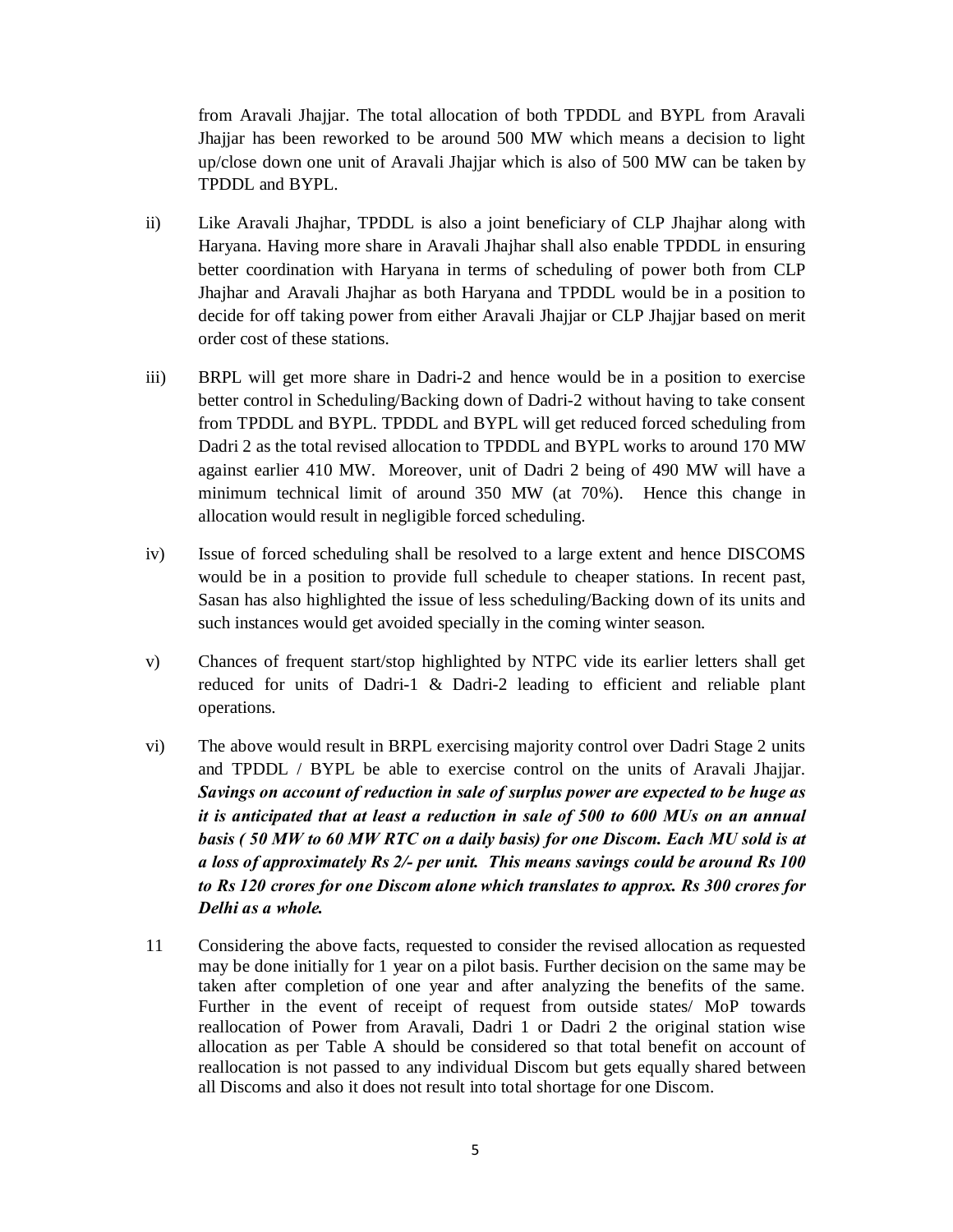from Aravali Jhajjar. The total allocation of both TPDDL and BYPL from Aravali Jhajjar has been reworked to be around 500 MW which means a decision to light up/close down one unit of Aravali Jhajjar which is also of 500 MW can be taken by TPDDL and BYPL.

ii) Like Aravali Jhajhar, TPDDL is also a joint beneficiary of CLP Jhajhar along with Haryana. Having more share in Aravali Jhajhar shall also enable TPDDL in ensuring better coordination with Haryana in terms of scheduling of power both from CLP Jhajhar and Aravali Jhajhar as both Haryana and TPDDL would be in a position to decide for off taking power from either Aravali Jhajjar or CLP Jhajjar based on merit order cost of these stations.

iii) BRPL will get more share in Dadri-2 and hence would be in a position to exercise better control in Scheduling/Backing down of Dadri-2 without having to take consent from TPDDL and BYPL. TPDDL and BYPL will get reduced forced scheduling from Dadri 2 as the total revised allocation to TPDDL and BYPL works to around 170 MW against earlier 410 MW. Moreover, unit of Dadri 2 being of 490 MW will have a minimum technical limit of around 350 MW (at 70%). Hence this change in allocation would result in negligible forced scheduling.

iv) Issue of forced scheduling shall be resolved to a large extent and hence DISCOMS would be in a position to provide full schedule to cheaper stations. In recent past, Sasan has also highlighted the issue of less scheduling/Backing down of its units and such instances would get avoided specially in the coming winter season.

v) Chances of frequent start/stop highlighted by NTPC vide its earlier letters shall get reduced for units of Dadri-1 & Dadri-2 leading to efficient and reliable plant operations.

vi) The above would result in BRPL exercising majority control over Dadri Stage 2 units and TPDDL / BYPL be able to exercise control on the units of Aravali Jhajjar. ***Savings on account of reduction in sale of surplus power are expected to be huge as it is anticipated that at least a reduction in sale of 500 to 600 MUs on an annual basis ( 50 MW to 60 MW RTC on a daily basis) for one Discom. Each MU sold is at a loss of approximately Rs 2/- per unit. This means savings could be around Rs 100 to Rs 120 crores for one Discom alone which translates to approx. Rs 300 crores for Delhi as a whole.***

11 Considering the above facts, requested to consider the revised allocation as requested may be done initially for 1 year on a pilot basis. Further decision on the same may be taken after completion of one year and after analyzing the benefits of the same. Further in the event of receipt of request from outside states/ MoP towards reallocation of Power from Aravali, Dadri 1 or Dadri 2 the original station wise allocation as per Table A should be considered so that total benefit on account of reallocation is not passed to any individual Discom but gets equally shared between all Discoms and also it does not result into total shortage for one Discom.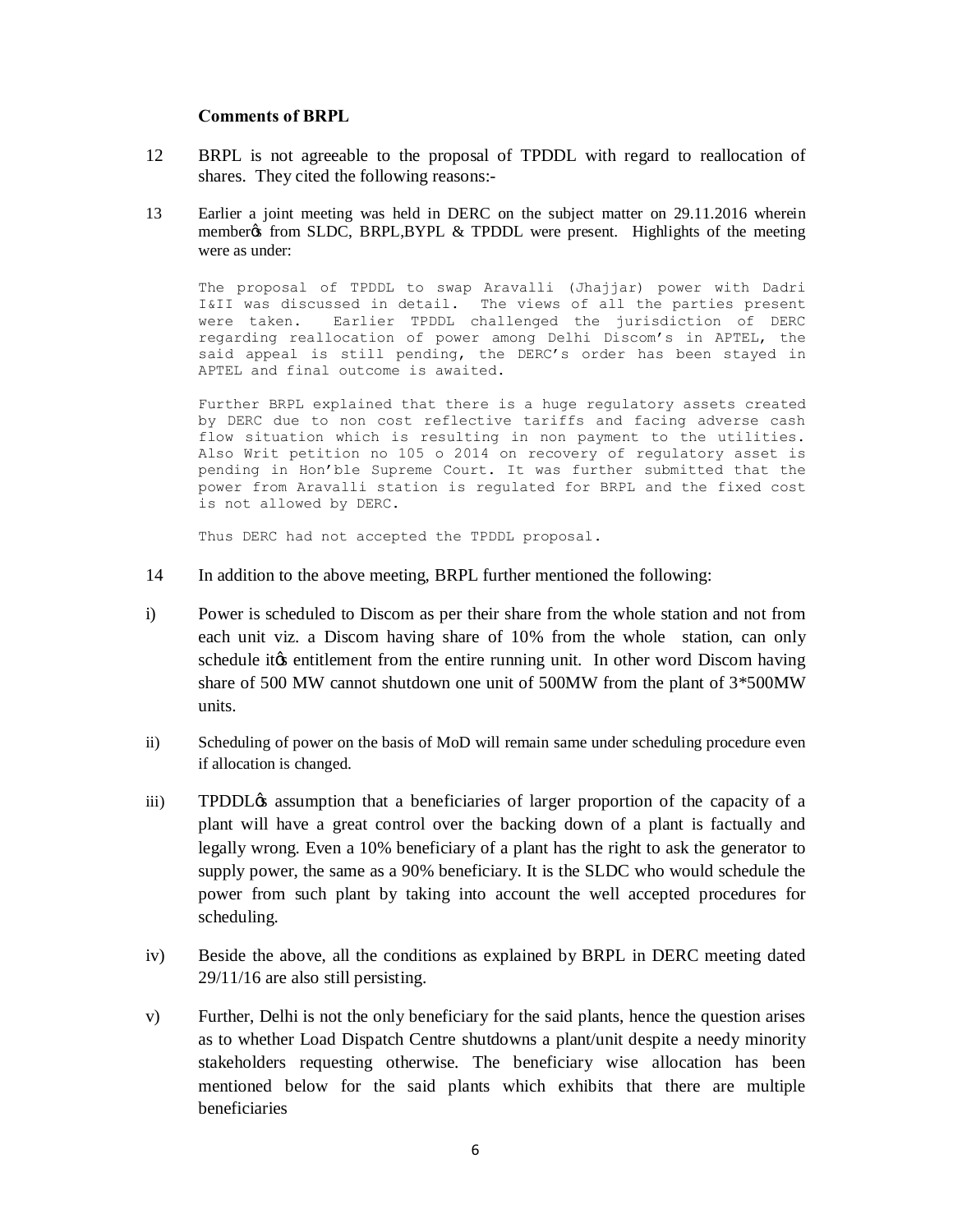**Comments of BRPL**

12 BRPL is not agreeable to the proposal of TPDDL with regard to reallocation of shares. They cited the following reasons:-

13 Earlier a joint meeting was held in DERC on the subject matter on 29.11.2016 wherein memberø from SLDC, BRPL,BYPL & TPDDL were present. Highlights of the meeting were as under:

> The proposal of TPDDL to swap Aravalli (Jhajjar) power with Dadri I&II was discussed in detail. The views of all the parties present were taken. Earlier TPDDL challenged the jurisdiction of DERC regarding reallocation of power among Delhi Discom's in APTEL, the said appeal is still pending, the DERC's order has been stayed in APTEL and final outcome is awaited.
>
> Further BRPL explained that there is a huge regulatory assets created by DERC due to non cost reflective tariffs and facing adverse cash flow situation which is resulting in non payment to the utilities. Also Writ petition no 105 o 2014 on recovery of regulatory asset is pending in Hon'ble Supreme Court. It was further submitted that the power from Aravalli station is regulated for BRPL and the fixed cost is not allowed by DERC.
>
> Thus DERC had not accepted the TPDDL proposal.

14 In addition to the above meeting, BRPL further mentioned the following:

i) Power is scheduled to Discom as per their share from the whole station and not from each unit viz. a Discom having share of 10% from the whole station, can only schedule itø entitlement from the entire running unit. In other word Discom having share of 500 MW cannot shutdown one unit of 500MW from the plant of 3*500MW units.

ii) Scheduling of power on the basis of MoD will remain same under scheduling procedure even if allocation is changed.

iii) TPDDLø assumption that a beneficiaries of larger proportion of the capacity of a plant will have a great control over the backing down of a plant is factually and legally wrong. Even a 10% beneficiary of a plant has the right to ask the generator to supply power, the same as a 90% beneficiary. It is the SLDC who would schedule the power from such plant by taking into account the well accepted procedures for scheduling.

iv) Beside the above, all the conditions as explained by BRPL in DERC meeting dated 29/11/16 are also still persisting.

v) Further, Delhi is not the only beneficiary for the said plants, hence the question arises as to whether Load Dispatch Centre shutdowns a plant/unit despite a needy minority stakeholders requesting otherwise. The beneficiary wise allocation has been mentioned below for the said plants which exhibits that there are multiple beneficiaries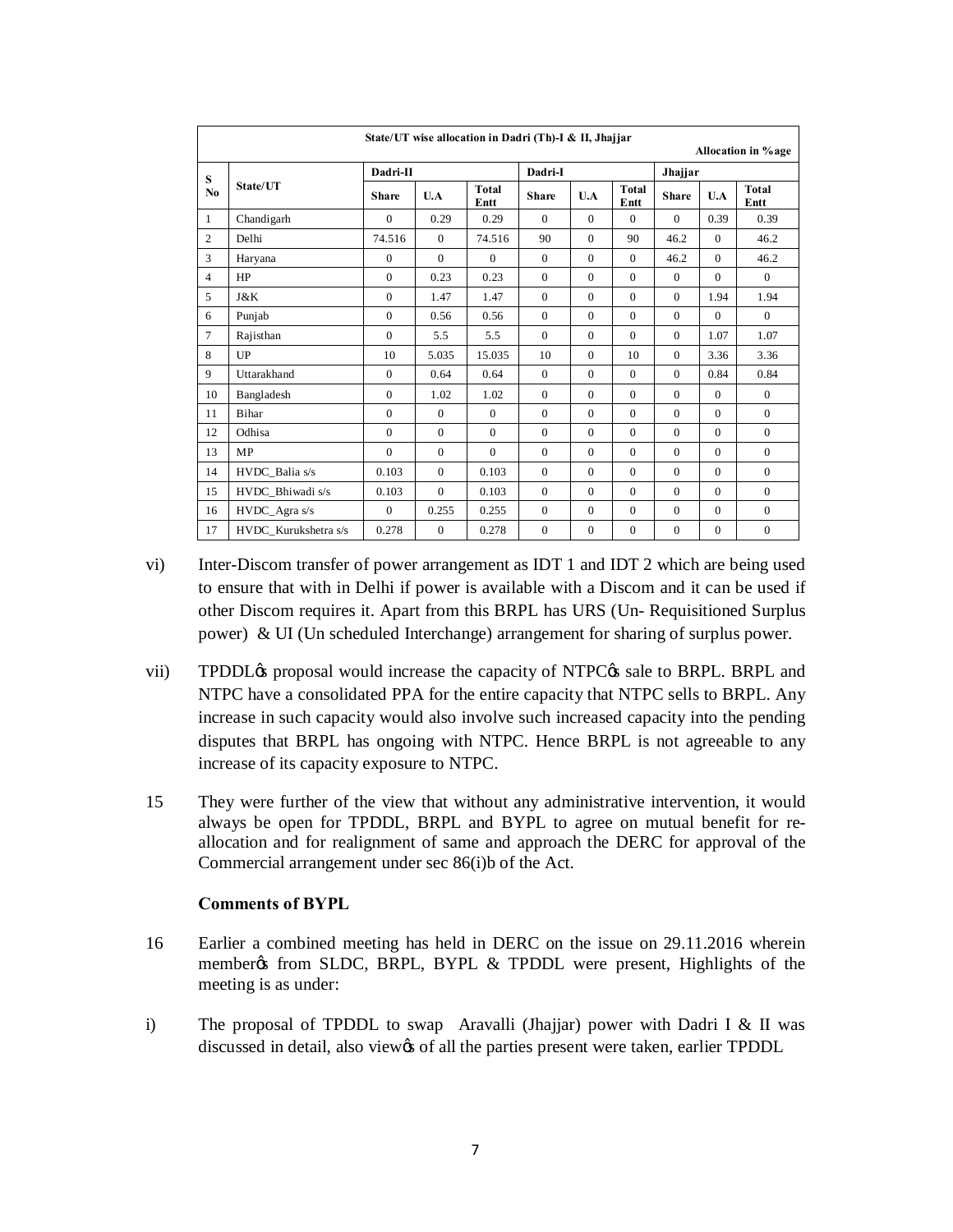| State/UT wise allocation in Dadri (Th)-I & II, Jhajjar | | | | | | | | | | |
|---|---|---|---|---|---|---|---|---|---|---|
| | | | | | | | | | | Allocation in %age |
| S No | State/UT | Dadri-II | | | Dadri-I | | | Jhajjar | | |
| | | Share | U.A | Total Entt | Share | U.A | Total Entt | Share | U.A | Total Entt |
| 1 | Chandigarh | 0 | 0.29 | 0.29 | 0 | 0 | 0 | 0 | 0.39 | 0.39 |
| 2 | Delhi | 74.516 | 0 | 74.516 | 90 | 0 | 90 | 46.2 | 0 | 46.2 |
| 3 | Haryana | 0 | 0 | 0 | 0 | 0 | 0 | 46.2 | 0 | 46.2 |
| 4 | HP | 0 | 0.23 | 0.23 | 0 | 0 | 0 | 0 | 0 | 0 |
| 5 | J&K | 0 | 1.47 | 1.47 | 0 | 0 | 0 | 0 | 1.94 | 1.94 |
| 6 | Punjab | 0 | 0.56 | 0.56 | 0 | 0 | 0 | 0 | 0 | 0 |
| 7 | Rajisthan | 0 | 5.5 | 5.5 | 0 | 0 | 0 | 0 | 1.07 | 1.07 |
| 8 | UP | 10 | 5.035 | 15.035 | 10 | 0 | 10 | 0 | 3.36 | 3.36 |
| 9 | Uttarakhand | 0 | 0.64 | 0.64 | 0 | 0 | 0 | 0 | 0.84 | 0.84 |
| 10 | Bangladesh | 0 | 1.02 | 1.02 | 0 | 0 | 0 | 0 | 0 | 0 |
| 11 | Bihar | 0 | 0 | 0 | 0 | 0 | 0 | 0 | 0 | 0 |
| 12 | Odhisa | 0 | 0 | 0 | 0 | 0 | 0 | 0 | 0 | 0 |
| 13 | MP | 0 | 0 | 0 | 0 | 0 | 0 | 0 | 0 | 0 |
| 14 | HVDC_Balia s/s | 0.103 | 0 | 0.103 | 0 | 0 | 0 | 0 | 0 | 0 |
| 15 | HVDC_Bhiwadi s/s | 0.103 | 0 | 0.103 | 0 | 0 | 0 | 0 | 0 | 0 |
| 16 | HVDC_Agra s/s | 0 | 0.255 | 0.255 | 0 | 0 | 0 | 0 | 0 | 0 |
| 17 | HVDC_Kurukshetra s/s | 0.278 | 0 | 0.278 | 0 | 0 | 0 | 0 | 0 | 0 |

vi) Inter-Discom transfer of power arrangement as IDT 1 and IDT 2 which are being used to ensure that with in Delhi if power is available with a Discom and it can be used if other Discom requires it. Apart from this BRPL has URS (Un- Requisitioned Surplus power) & UI (Un scheduled Interchange) arrangement for sharing of surplus power.

vii) TPDDL's proposal would increase the capacity of NTPC's sale to BRPL. BRPL and NTPC have a consolidated PPA for the entire capacity that NTPC sells to BRPL. Any increase in such capacity would also involve such increased capacity into the pending disputes that BRPL has ongoing with NTPC. Hence BRPL is not agreeable to any increase of its capacity exposure to NTPC.

15 They were further of the view that without any administrative intervention, it would always be open for TPDDL, BRPL and BYPL to agree on mutual benefit for re-allocation and for realignment of same and approach the DERC for approval of the Commercial arrangement under sec 86(i)b of the Act.

**Comments of BYPL**

16 Earlier a combined meeting has held in DERC on the issue on 29.11.2016 wherein member's from SLDC, BRPL, BYPL & TPDDL were present, Highlights of the meeting is as under:

i) The proposal of TPDDL to swap Aravalli (Jhajjar) power with Dadri I & II was discussed in detail, also view's of all the parties present were taken, earlier TPDDL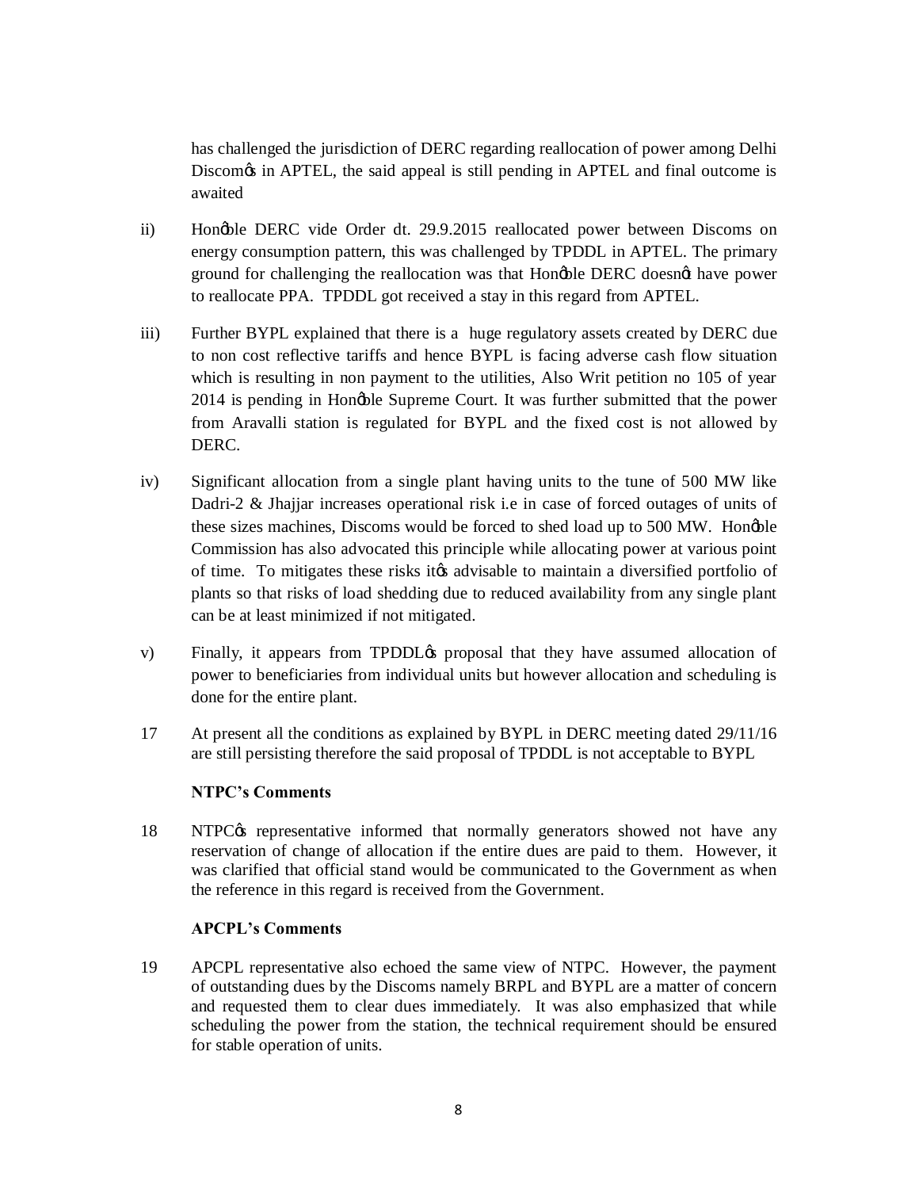has challenged the jurisdiction of DERC regarding reallocation of power among Delhi Discomφs in APTEL, the said appeal is still pending in APTEL and final outcome is awaited

ii) Honφble DERC vide Order dt. 29.9.2015 reallocated power between Discoms on energy consumption pattern, this was challenged by TPDDL in APTEL. The primary ground for challenging the reallocation was that Honφble DERC doesnφt have power to reallocate PPA. TPDDL got received a stay in this regard from APTEL.

iii) Further BYPL explained that there is a huge regulatory assets created by DERC due to non cost reflective tariffs and hence BYPL is facing adverse cash flow situation which is resulting in non payment to the utilities, Also Writ petition no 105 of year 2014 is pending in Honφble Supreme Court. It was further submitted that the power from Aravalli station is regulated for BYPL and the fixed cost is not allowed by DERC.

iv) Significant allocation from a single plant having units to the tune of 500 MW like Dadri-2 & Jhajjar increases operational risk i.e in case of forced outages of units of these sizes machines, Discoms would be forced to shed load up to 500 MW. Honφble Commission has also advocated this principle while allocating power at various point of time. To mitigates these risks itφs advisable to maintain a diversified portfolio of plants so that risks of load shedding due to reduced availability from any single plant can be at least minimized if not mitigated.

v) Finally, it appears from TPDDLφs proposal that they have assumed allocation of power to beneficiaries from individual units but however allocation and scheduling is done for the entire plant.

17 At present all the conditions as explained by BYPL in DERC meeting dated 29/11/16 are still persisting therefore the said proposal of TPDDL is not acceptable to BYPL

**NTPC's Comments**

18 NTPCφs representative informed that normally generators showed not have any reservation of change of allocation if the entire dues are paid to them. However, it was clarified that official stand would be communicated to the Government as when the reference in this regard is received from the Government.

**APCPL's Comments**

19 APCPL representative also echoed the same view of NTPC. However, the payment of outstanding dues by the Discoms namely BRPL and BYPL are a matter of concern and requested them to clear dues immediately. It was also emphasized that while scheduling the power from the station, the technical requirement should be ensured for stable operation of units.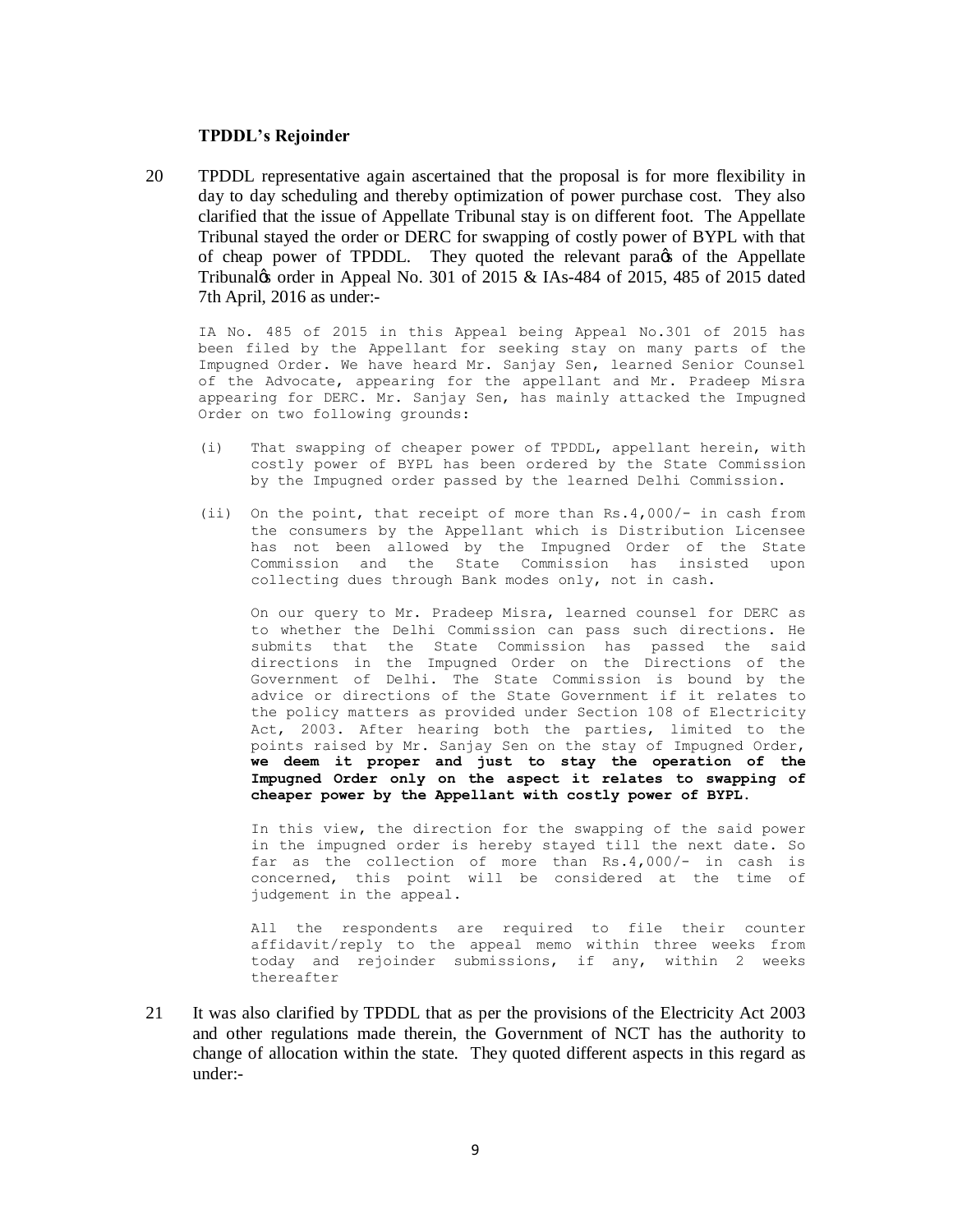**TPDDL's Rejoinder**

20 TPDDL representative again ascertained that the proposal is for more flexibility in day to day scheduling and thereby optimization of power purchase cost. They also clarified that the issue of Appellate Tribunal stay is on different foot. The Appellate Tribunal stayed the order or DERC for swapping of costly power of BYPL with that of cheap power of TPDDL. They quoted the relevant para's of the Appellate Tribunal's order in Appeal No. 301 of 2015 & IAs-484 of 2015, 485 of 2015 dated 7th April, 2016 as under:-

> IA No. 485 of 2015 in this Appeal being Appeal No.301 of 2015 has been filed by the Appellant for seeking stay on many parts of the Impugned Order. We have heard Mr. Sanjay Sen, learned Senior Counsel of the Advocate, appearing for the appellant and Mr. Pradeep Misra appearing for DERC. Mr. Sanjay Sen, has mainly attacked the Impugned Order on two following grounds:
>
> (i) That swapping of cheaper power of TPDDL, appellant herein, with costly power of BYPL has been ordered by the State Commission by the Impugned order passed by the learned Delhi Commission.
>
> (ii) On the point, that receipt of more than Rs.4,000/- in cash from the consumers by the Appellant which is Distribution Licensee has not been allowed by the Impugned Order of the State Commission and the State Commission has insisted upon collecting dues through Bank modes only, not in cash.
>
> On our query to Mr. Pradeep Misra, learned counsel for DERC as to whether the Delhi Commission can pass such directions. He submits that the State Commission has passed the said directions in the Impugned Order on the Directions of the Government of Delhi. The State Commission is bound by the advice or directions of the State Government if it relates to the policy matters as provided under Section 108 of Electricity Act, 2003. After hearing both the parties, limited to the points raised by Mr. Sanjay Sen on the stay of Impugned Order, **we deem it proper and just to stay the operation of the Impugned Order only on the aspect it relates to swapping of cheaper power by the Appellant with costly power of BYPL.**
>
> In this view, the direction for the swapping of the said power in the impugned order is hereby stayed till the next date. So far as the collection of more than Rs.4,000/- in cash is concerned, this point will be considered at the time of judgement in the appeal.
>
> All the respondents are required to file their counter affidavit/reply to the appeal memo within three weeks from today and rejoinder submissions, if any, within 2 weeks thereafter

21 It was also clarified by TPDDL that as per the provisions of the Electricity Act 2003 and other regulations made therein, the Government of NCT has the authority to change of allocation within the state. They quoted different aspects in this regard as under:-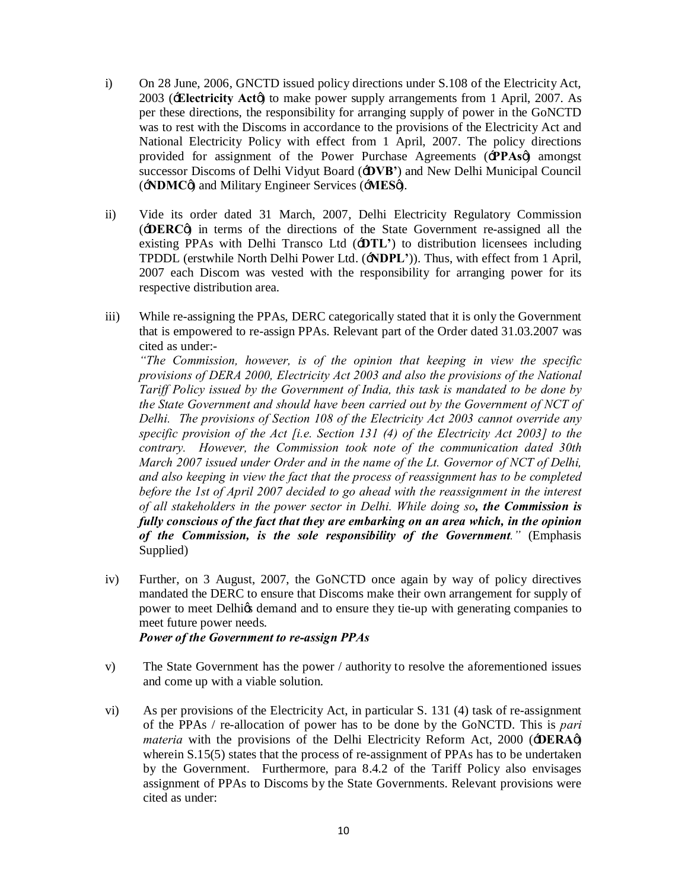i) On 28 June, 2006, GNCTD issued policy directions under S.108 of the Electricity Act, 2003 (‘**Electricity Act**’) to make power supply arrangements from 1 April, 2007. As per these directions, the responsibility for arranging supply of power in the GoNCTD was to rest with the Discoms in accordance to the provisions of the Electricity Act and National Electricity Policy with effect from 1 April, 2007. The policy directions provided for assignment of the Power Purchase Agreements (‘**PPAs**’) amongst successor Discoms of Delhi Vidyut Board (‘**DVB**’) and New Delhi Municipal Council (‘**NDMC**’) and Military Engineer Services (‘**MES**’).

ii) Vide its order dated 31 March, 2007, Delhi Electricity Regulatory Commission (‘**DERC**’) in terms of the directions of the State Government re-assigned all the existing PPAs with Delhi Transco Ltd (‘**DTL**’) to distribution licensees including TPDDL (erstwhile North Delhi Power Ltd. (‘**NDPL**’)). Thus, with effect from 1 April, 2007 each Discom was vested with the responsibility for arranging power for its respective distribution area.

iii) While re-assigning the PPAs, DERC categorically stated that it is only the Government that is empowered to re-assign PPAs. Relevant part of the Order dated 31.03.2007 was cited as under:-
*“The Commission, however, is of the opinion that keeping in view the specific provisions of DERA 2000, Electricity Act 2003 and also the provisions of the National Tariff Policy issued by the Government of India, this task is mandated to be done by the State Government and should have been carried out by the Government of NCT of Delhi. The provisions of Section 108 of the Electricity Act 2003 cannot override any specific provision of the Act [i.e. Section 131 (4) of the Electricity Act 2003] to the contrary. However, the Commission took note of the communication dated 30th March 2007 issued under Order and in the name of the Lt. Governor of NCT of Delhi, and also keeping in view the fact that the process of reassignment has to be completed before the 1st of April 2007 decided to go ahead with the reassignment in the interest of all stakeholders in the power sector in Delhi. While doing so, **the Commission is fully conscious of the fact that they are embarking on an area which, in the opinion of the Commission, is the sole responsibility of the Government**.”* (Emphasis Supplied)

iv) Further, on 3 August, 2007, the GoNCTD once again by way of policy directives mandated the DERC to ensure that Discoms make their own arrangement for supply of power to meet Delhi’s demand and to ensure they tie-up with generating companies to meet future power needs.

***Power of the Government to re-assign PPAs***

v) The State Government has the power / authority to resolve the aforementioned issues and come up with a viable solution.

vi) As per provisions of the Electricity Act, in particular S. 131 (4) task of re-assignment of the PPAs / re-allocation of power has to be done by the GoNCTD. This is *pari materia* with the provisions of the Delhi Electricity Reform Act, 2000 (‘**DERA**’) wherein S.15(5) states that the process of re-assignment of PPAs has to be undertaken by the Government. Furthermore, para 8.4.2 of the Tariff Policy also envisages assignment of PPAs to Discoms by the State Governments. Relevant provisions were cited as under: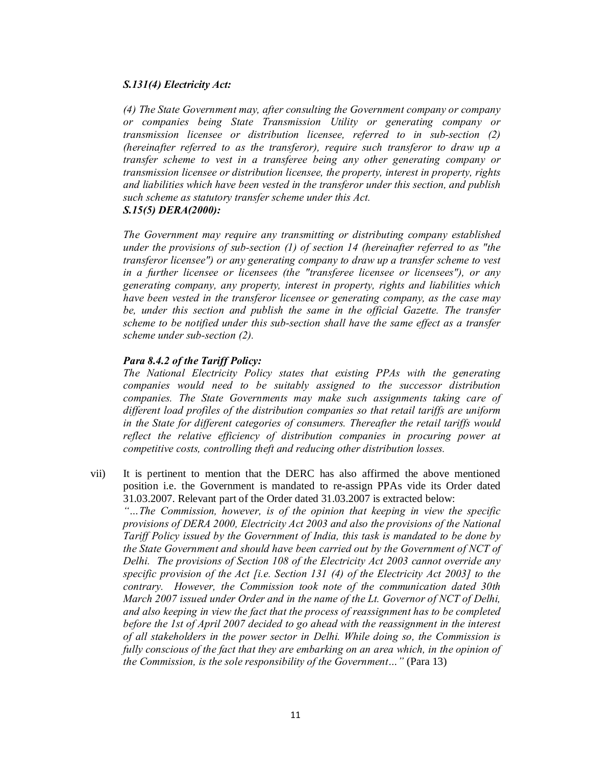***S.131(4) Electricity Act:***

*(4) The State Government may, after consulting the Government company or company or companies being State Transmission Utility or generating company or transmission licensee or distribution licensee, referred to in sub-section (2) (hereinafter referred to as the transferor), require such transferor to draw up a transfer scheme to vest in a transferee being any other generating company or transmission licensee or distribution licensee, the property, interest in property, rights and liabilities which have been vested in the transferor under this section, and publish such scheme as statutory transfer scheme under this Act.*

***S.15(5) DERA(2000):***

*The Government may require any transmitting or distributing company established under the provisions of sub-section (1) of section 14 (hereinafter referred to as "the transferor licensee") or any generating company to draw up a transfer scheme to vest in a further licensee or licensees (the "transferee licensee or licensees"), or any generating company, any property, interest in property, rights and liabilities which have been vested in the transferor licensee or generating company, as the case may be, under this section and publish the same in the official Gazette. The transfer scheme to be notified under this sub-section shall have the same effect as a transfer scheme under sub-section (2).*

***Para 8.4.2 of the Tariff Policy:***

*The National Electricity Policy states that existing PPAs with the generating companies would need to be suitably assigned to the successor distribution companies. The State Governments may make such assignments taking care of different load profiles of the distribution companies so that retail tariffs are uniform in the State for different categories of consumers. Thereafter the retail tariffs would reflect the relative efficiency of distribution companies in procuring power at competitive costs, controlling theft and reducing other distribution losses.*

vii) It is pertinent to mention that the DERC has also affirmed the above mentioned position i.e. the Government is mandated to re-assign PPAs vide its Order dated 31.03.2007. Relevant part of the Order dated 31.03.2007 is extracted below:

*"…The Commission, however, is of the opinion that keeping in view the specific provisions of DERA 2000, Electricity Act 2003 and also the provisions of the National Tariff Policy issued by the Government of India, this task is mandated to be done by the State Government and should have been carried out by the Government of NCT of Delhi. The provisions of Section 108 of the Electricity Act 2003 cannot override any specific provision of the Act [i.e. Section 131 (4) of the Electricity Act 2003] to the contrary. However, the Commission took note of the communication dated 30th March 2007 issued under Order and in the name of the Lt. Governor of NCT of Delhi, and also keeping in view the fact that the process of reassignment has to be completed before the 1st of April 2007 decided to go ahead with the reassignment in the interest of all stakeholders in the power sector in Delhi. While doing so, the Commission is fully conscious of the fact that they are embarking on an area which, in the opinion of the Commission, is the sole responsibility of the Government…"* (Para 13)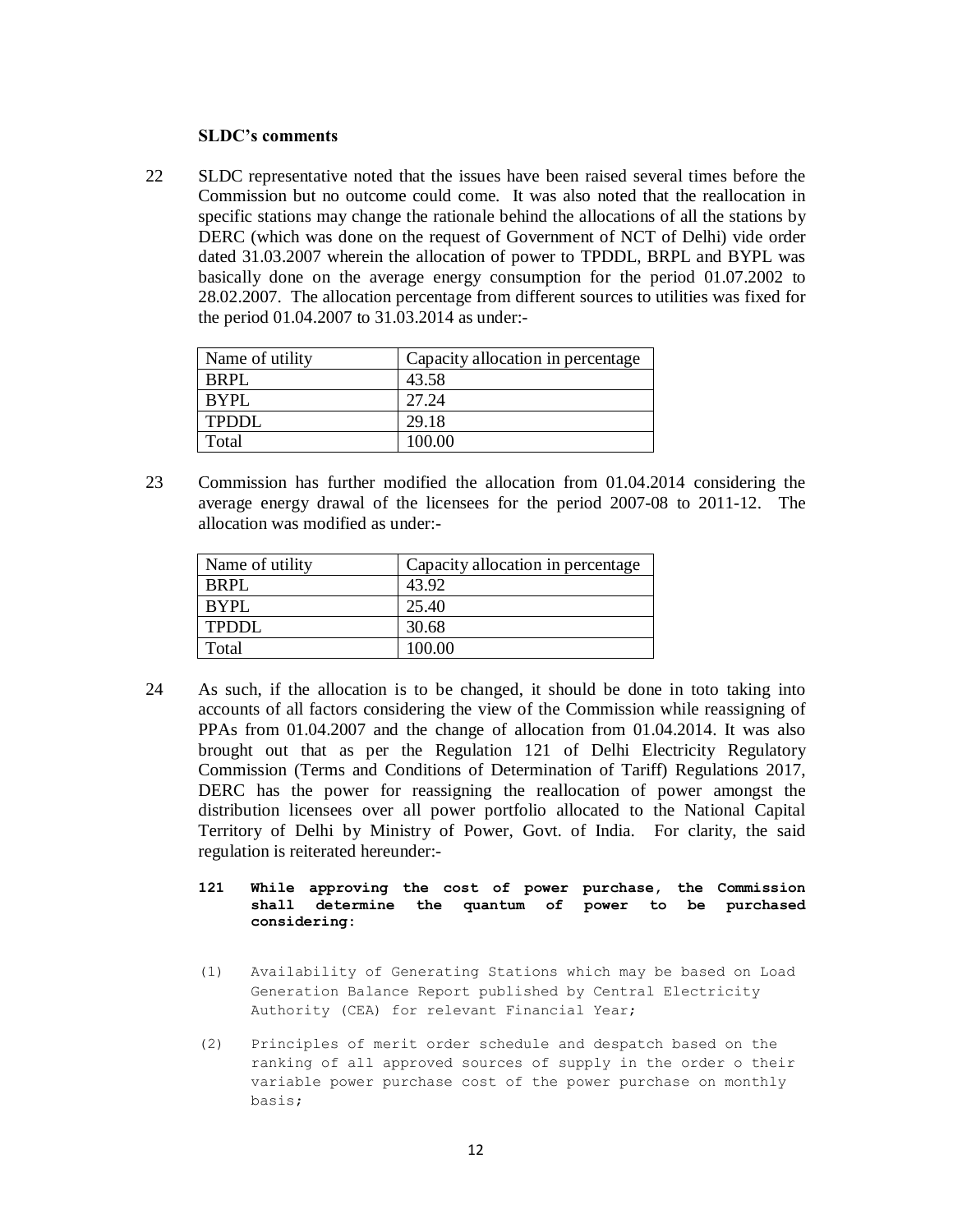**SLDC's comments**

22 SLDC representative noted that the issues have been raised several times before the Commission but no outcome could come. It was also noted that the reallocation in specific stations may change the rationale behind the allocations of all the stations by DERC (which was done on the request of Government of NCT of Delhi) vide order dated 31.03.2007 wherein the allocation of power to TPDDL, BRPL and BYPL was basically done on the average energy consumption for the period 01.07.2002 to 28.02.2007. The allocation percentage from different sources to utilities was fixed for the period 01.04.2007 to 31.03.2014 as under:-

| Name of utility | Capacity allocation in percentage |
|---|---|
| BRPL | 43.58 |
| BYPL | 27.24 |
| TPDDL | 29.18 |
| Total | 100.00 |

23 Commission has further modified the allocation from 01.04.2014 considering the average energy drawal of the licensees for the period 2007-08 to 2011-12. The allocation was modified as under:-

| Name of utility | Capacity allocation in percentage |
|---|---|
| BRPL | 43.92 |
| BYPL | 25.40 |
| TPDDL | 30.68 |
| Total | 100.00 |

24 As such, if the allocation is to be changed, it should be done in toto taking into accounts of all factors considering the view of the Commission while reassigning of PPAs from 01.04.2007 and the change of allocation from 01.04.2014. It was also brought out that as per the Regulation 121 of Delhi Electricity Regulatory Commission (Terms and Conditions of Determination of Tariff) Regulations 2017, DERC has the power for reassigning the reallocation of power amongst the distribution licensees over all power portfolio allocated to the National Capital Territory of Delhi by Ministry of Power, Govt. of India. For clarity, the said regulation is reiterated hereunder:-

**121 While approving the cost of power purchase, the Commission shall determine the quantum of power to be purchased considering:**

(1) Availability of Generating Stations which may be based on Load Generation Balance Report published by Central Electricity Authority (CEA) for relevant Financial Year;

(2) Principles of merit order schedule and despatch based on the ranking of all approved sources of supply in the order o their variable power purchase cost of the power purchase on monthly basis;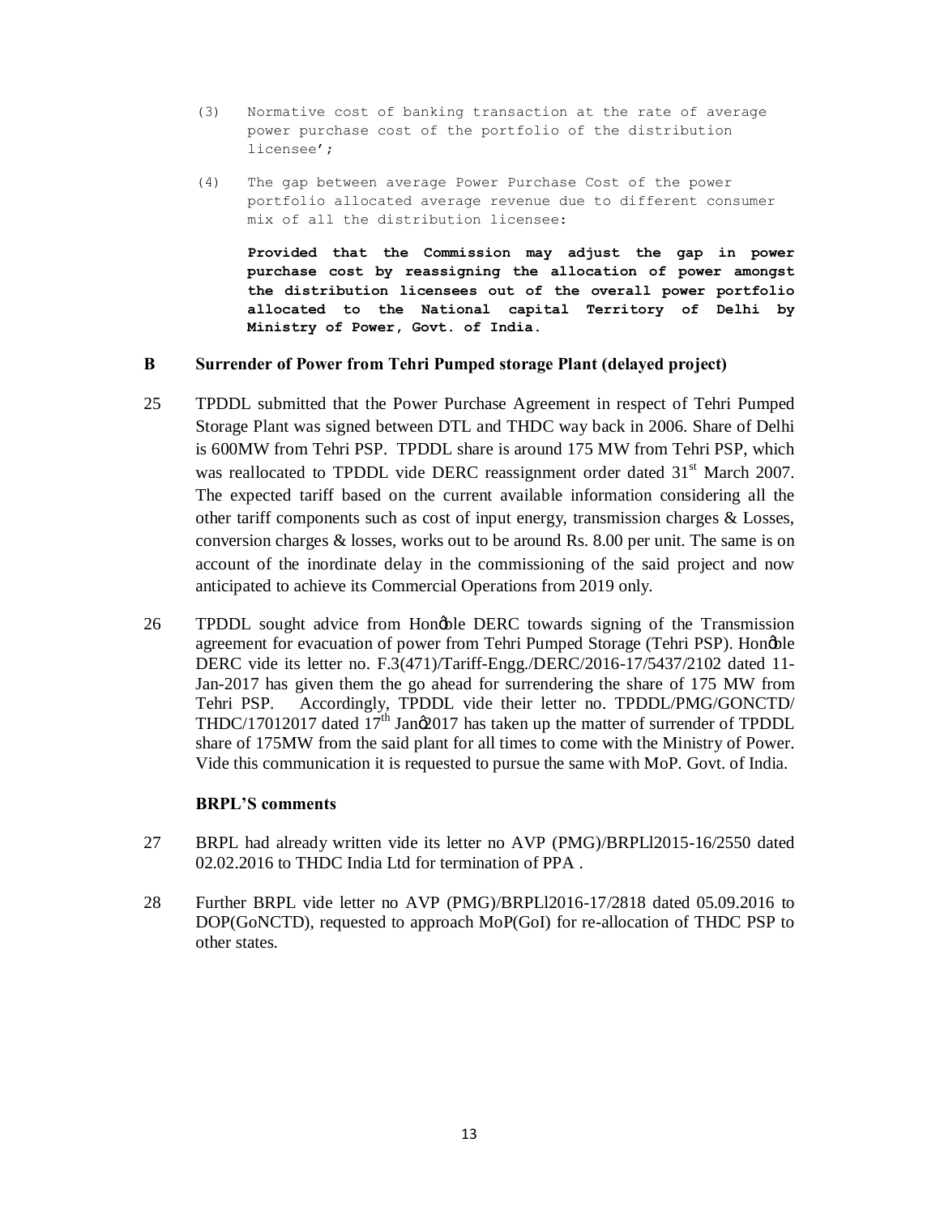(3) Normative cost of banking transaction at the rate of average power purchase cost of the portfolio of the distribution licensee';

(4) The gap between average Power Purchase Cost of the power portfolio allocated average revenue due to different consumer mix of all the distribution licensee:

**Provided that the Commission may adjust the gap in power purchase cost by reassigning the allocation of power amongst the distribution licensees out of the overall power portfolio allocated to the National capital Territory of Delhi by Ministry of Power, Govt. of India.**

**B Surrender of Power from Tehri Pumped storage Plant (delayed project)**

25 TPDDL submitted that the Power Purchase Agreement in respect of Tehri Pumped Storage Plant was signed between DTL and THDC way back in 2006. Share of Delhi is 600MW from Tehri PSP. TPDDL share is around 175 MW from Tehri PSP, which was reallocated to TPDDL vide DERC reassignment order dated 31st March 2007. The expected tariff based on the current available information considering all the other tariff components such as cost of input energy, transmission charges & Losses, conversion charges & losses, works out to be around Rs. 8.00 per unit. The same is on account of the inordinate delay in the commissioning of the said project and now anticipated to achieve its Commercial Operations from 2019 only.

26 TPDDL sought advice from Honøble DERC towards signing of the Transmission agreement for evacuation of power from Tehri Pumped Storage (Tehri PSP). Honøble DERC vide its letter no. F.3(471)/Tariff-Engg./DERC/2016-17/5437/2102 dated 11-Jan-2017 has given them the go ahead for surrendering the share of 175 MW from Tehri PSP. Accordingly, TPDDL vide their letter no. TPDDL/PMG/GONCTD/THDC/17012017 dated 17th Janø2017 has taken up the matter of surrender of TPDDL share of 175MW from the said plant for all times to come with the Ministry of Power. Vide this communication it is requested to pursue the same with MoP. Govt. of India.

**BRPL'S comments**

27 BRPL had already written vide its letter no AVP (PMG)/BRPLl2015-16/2550 dated 02.02.2016 to THDC India Ltd for termination of PPA .

28 Further BRPL vide letter no AVP (PMG)/BRPLl2016-17/2818 dated 05.09.2016 to DOP(GoNCTD), requested to approach MoP(GoI) for re-allocation of THDC PSP to other states.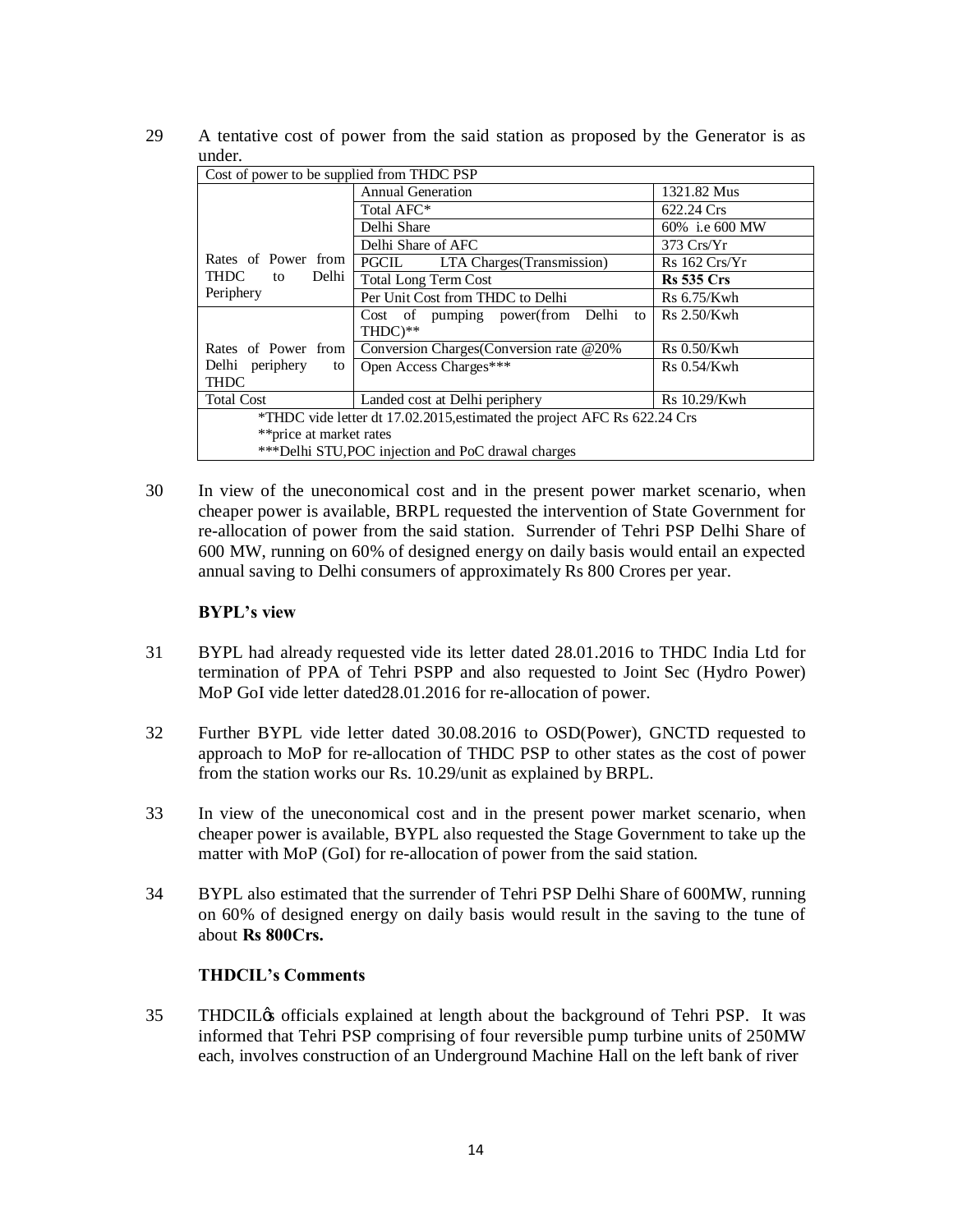29 A tentative cost of power from the said station as proposed by the Generator is as under.

| Cost of power to be supplied from THDC PSP | | |
|---|---|---|
| Rates of Power from THDC to Delhi Periphery | Annual Generation | 1321.82 Mus |
| | Total AFC* | 622.24 Crs |
| | Delhi Share | 60% i.e 600 MW |
| | Delhi Share of AFC | 373 Crs/Yr |
| | PGCIL LTA Charges(Transmission) | Rs 162 Crs/Yr |
| | Total Long Term Cost | **Rs 535 Crs** |
| | Per Unit Cost from THDC to Delhi | Rs 6.75/Kwh |
| Rates of Power from Delhi periphery to THDC | Cost of pumping power(from Delhi to THDC)** | Rs 2.50/Kwh |
| | Conversion Charges(Conversion rate @20% | Rs 0.50/Kwh |
| | Open Access Charges*** | Rs 0.54/Kwh |
| Total Cost | Landed cost at Delhi periphery | Rs 10.29/Kwh |
| *THDC vide letter dt 17.02.2015,estimated the project AFC Rs 622.24 Crs<br>**price at market rates<br>***Delhi STU,POC injection and PoC drawal charges | | |

30 In view of the uneconomical cost and in the present power market scenario, when cheaper power is available, BRPL requested the intervention of State Government for re-allocation of power from the said station. Surrender of Tehri PSP Delhi Share of 600 MW, running on 60% of designed energy on daily basis would entail an expected annual saving to Delhi consumers of approximately Rs 800 Crores per year.

**BYPL's view**

31 BYPL had already requested vide its letter dated 28.01.2016 to THDC India Ltd for termination of PPA of Tehri PSPP and also requested to Joint Sec (Hydro Power) MoP GoI vide letter dated28.01.2016 for re-allocation of power.

32 Further BYPL vide letter dated 30.08.2016 to OSD(Power), GNCTD requested to approach to MoP for re-allocation of THDC PSP to other states as the cost of power from the station works our Rs. 10.29/unit as explained by BRPL.

33 In view of the uneconomical cost and in the present power market scenario, when cheaper power is available, BYPL also requested the Stage Government to take up the matter with MoP (GoI) for re-allocation of power from the said station.

34 BYPL also estimated that the surrender of Tehri PSP Delhi Share of 600MW, running on 60% of designed energy on daily basis would result in the saving to the tune of about **Rs 800Crs.**

**THDCIL's Comments**

35 THDCIL's officials explained at length about the background of Tehri PSP. It was informed that Tehri PSP comprising of four reversible pump turbine units of 250MW each, involves construction of an Underground Machine Hall on the left bank of river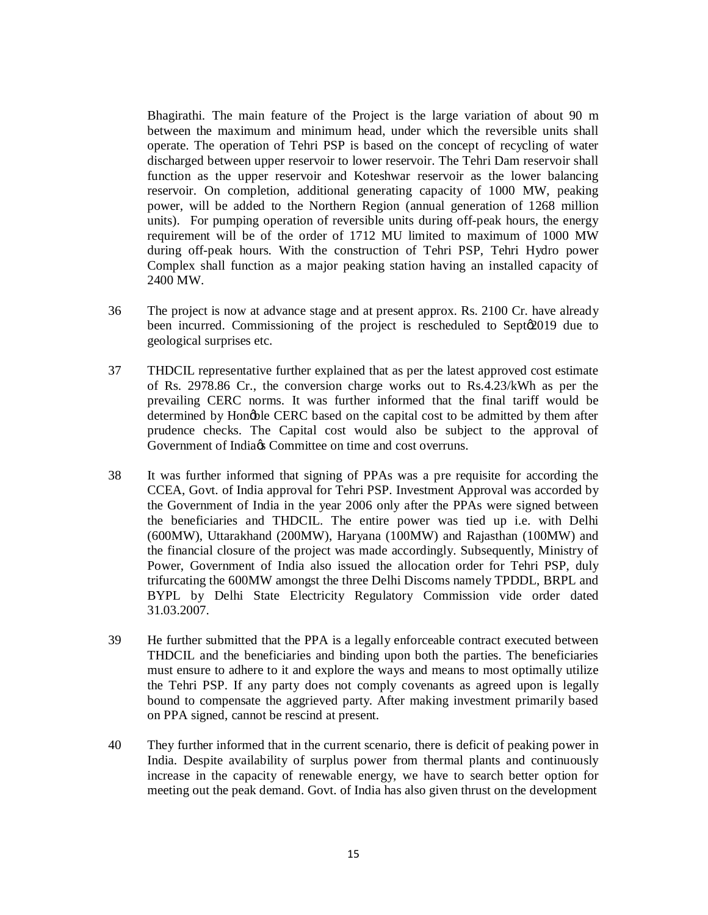Bhagirathi. The main feature of the Project is the large variation of about 90 m between the maximum and minimum head, under which the reversible units shall operate. The operation of Tehri PSP is based on the concept of recycling of water discharged between upper reservoir to lower reservoir. The Tehri Dam reservoir shall function as the upper reservoir and Koteshwar reservoir as the lower balancing reservoir. On completion, additional generating capacity of 1000 MW, peaking power, will be added to the Northern Region (annual generation of 1268 million units). For pumping operation of reversible units during off-peak hours, the energy requirement will be of the order of 1712 MU limited to maximum of 1000 MW during off-peak hours. With the construction of Tehri PSP, Tehri Hydro power Complex shall function as a major peaking station having an installed capacity of 2400 MW.

36 The project is now at advance stage and at present approx. Rs. 2100 Cr. have already been incurred. Commissioning of the project is rescheduled to Septø2019 due to geological surprises etc.

37 THDCIL representative further explained that as per the latest approved cost estimate of Rs. 2978.86 Cr., the conversion charge works out to Rs.4.23/kWh as per the prevailing CERC norms. It was further informed that the final tariff would be determined by Honøble CERC based on the capital cost to be admitted by them after prudence checks. The Capital cost would also be subject to the approval of Government of Indiaøs Committee on time and cost overruns.

38 It was further informed that signing of PPAs was a pre requisite for according the CCEA, Govt. of India approval for Tehri PSP. Investment Approval was accorded by the Government of India in the year 2006 only after the PPAs were signed between the beneficiaries and THDCIL. The entire power was tied up i.e. with Delhi (600MW), Uttarakhand (200MW), Haryana (100MW) and Rajasthan (100MW) and the financial closure of the project was made accordingly. Subsequently, Ministry of Power, Government of India also issued the allocation order for Tehri PSP, duly trifurcating the 600MW amongst the three Delhi Discoms namely TPDDL, BRPL and BYPL by Delhi State Electricity Regulatory Commission vide order dated 31.03.2007.

39 He further submitted that the PPA is a legally enforceable contract executed between THDCIL and the beneficiaries and binding upon both the parties. The beneficiaries must ensure to adhere to it and explore the ways and means to most optimally utilize the Tehri PSP. If any party does not comply covenants as agreed upon is legally bound to compensate the aggrieved party. After making investment primarily based on PPA signed, cannot be rescind at present.

40 They further informed that in the current scenario, there is deficit of peaking power in India. Despite availability of surplus power from thermal plants and continuously increase in the capacity of renewable energy, we have to search better option for meeting out the peak demand. Govt. of India has also given thrust on the development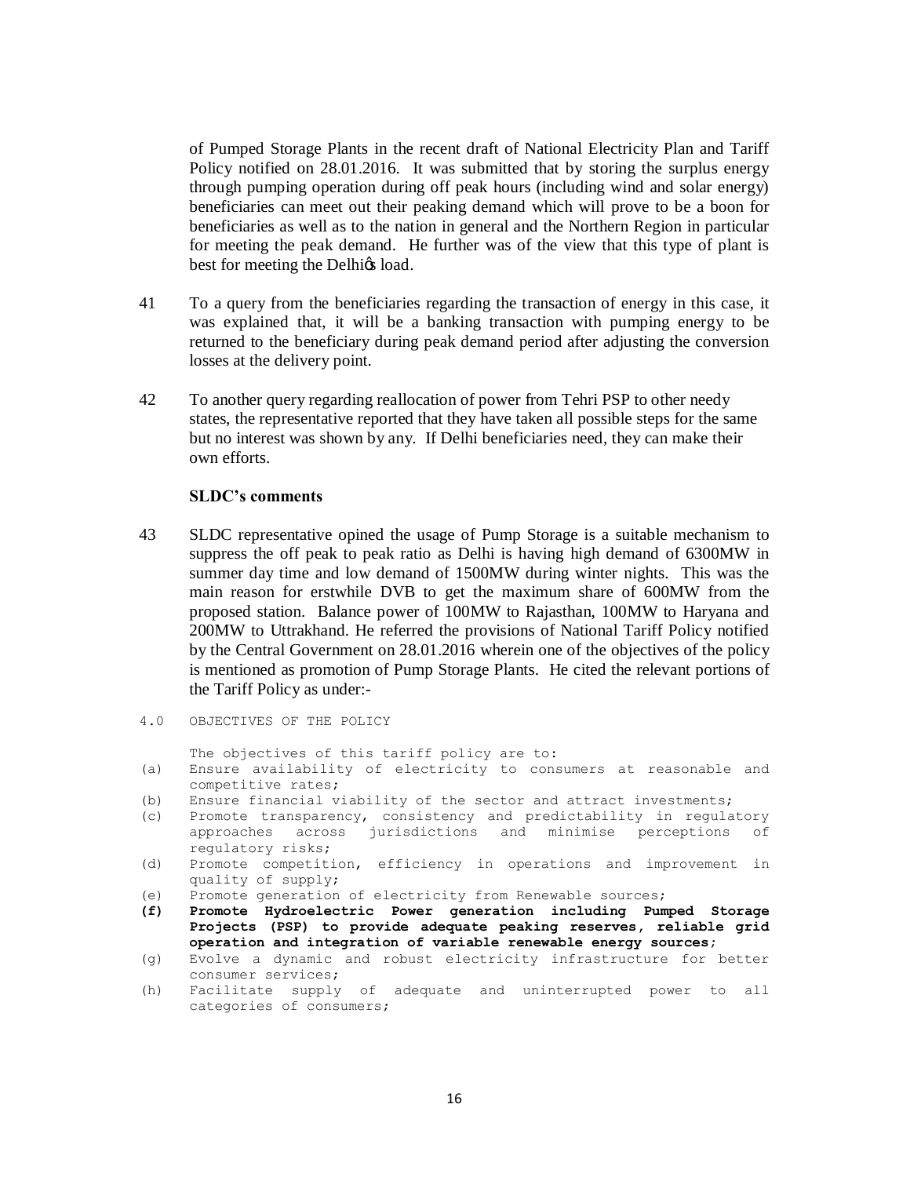of Pumped Storage Plants in the recent draft of National Electricity Plan and Tariff Policy notified on 28.01.2016. It was submitted that by storing the surplus energy through pumping operation during off peak hours (including wind and solar energy) beneficiaries can meet out their peaking demand which will prove to be a boon for beneficiaries as well as to the nation in general and the Northern Region in particular for meeting the peak demand. He further was of the view that this type of plant is best for meeting the Delhiǿs load.

41 To a query from the beneficiaries regarding the transaction of energy in this case, it was explained that, it will be a banking transaction with pumping energy to be returned to the beneficiary during peak demand period after adjusting the conversion losses at the delivery point.

42 To another query regarding reallocation of power from Tehri PSP to other needy states, the representative reported that they have taken all possible steps for the same but no interest was shown by any. If Delhi beneficiaries need, they can make their own efforts.

**SLDC's comments**

43 SLDC representative opined the usage of Pump Storage is a suitable mechanism to suppress the off peak to peak ratio as Delhi is having high demand of 6300MW in summer day time and low demand of 1500MW during winter nights. This was the main reason for erstwhile DVB to get the maximum share of 600MW from the proposed station. Balance power of 100MW to Rajasthan, 100MW to Haryana and 200MW to Uttrakhand. He referred the provisions of National Tariff Policy notified by the Central Government on 28.01.2016 wherein one of the objectives of the policy is mentioned as promotion of Pump Storage Plants. He cited the relevant portions of the Tariff Policy as under:-

```
4.0  OBJECTIVES OF THE POLICY

     The objectives of this tariff policy are to:
(a)  Ensure availability of electricity to consumers at reasonable and
     competitive rates;
(b)  Ensure financial viability of the sector and attract investments;
(c)  Promote transparency, consistency and predictability in regulatory
     approaches across jurisdictions and minimise perceptions of
     regulatory risks;
(d)  Promote competition, efficiency in operations and improvement in
     quality of supply;
(e)  Promote generation of electricity from Renewable sources;
(f)  Promote Hydroelectric Power generation including Pumped Storage
     Projects (PSP) to provide adequate peaking reserves, reliable grid
     operation and integration of variable renewable energy sources;
(g)  Evolve a dynamic and robust electricity infrastructure for better
     consumer services;
(h)  Facilitate supply of adequate and uninterrupted power to all
     categories of consumers;
```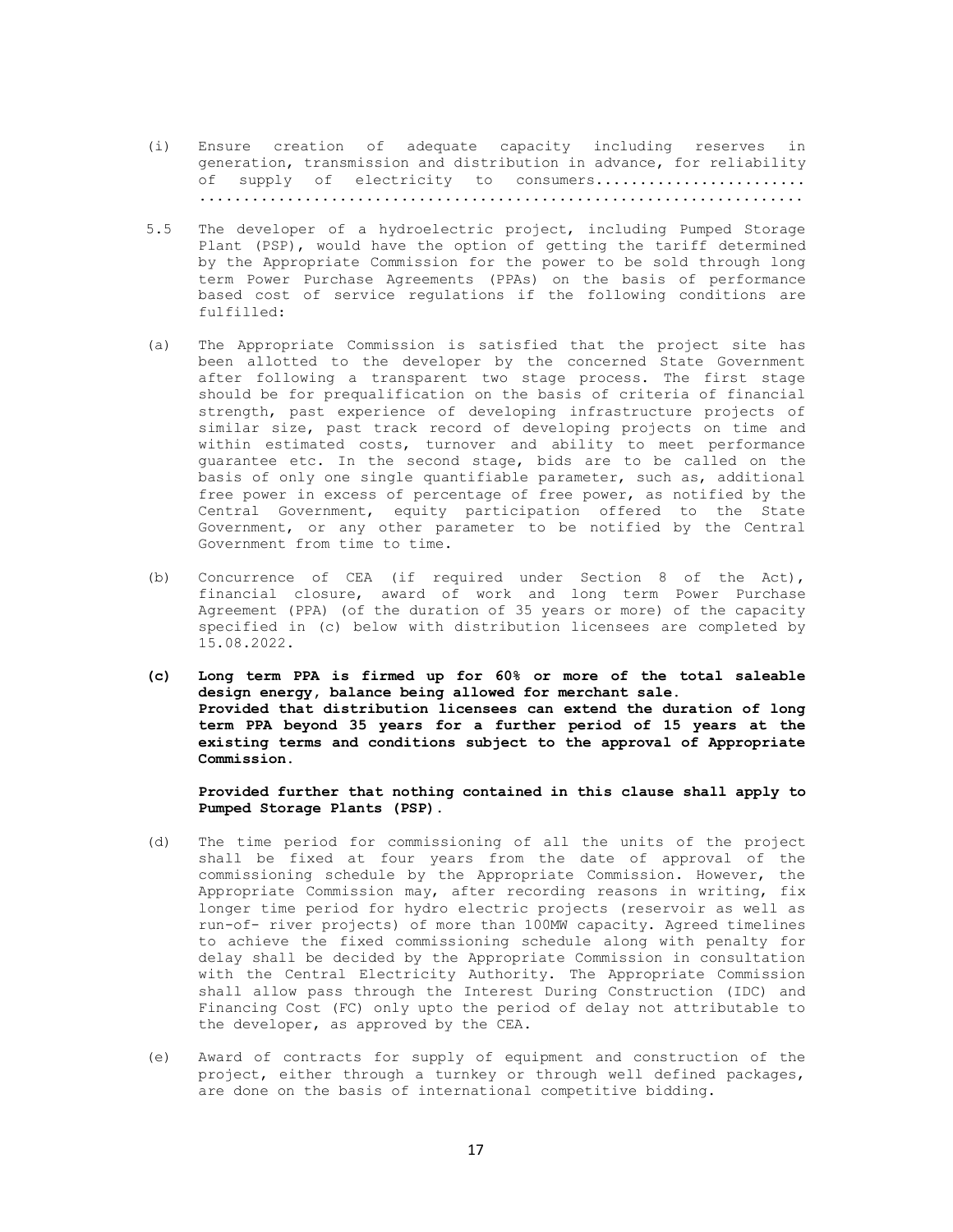(i) Ensure creation of adequate capacity including reserves in generation, transmission and distribution in advance, for reliability of supply of electricity to consumers.......................
.................................................................

5.5 The developer of a hydroelectric project, including Pumped Storage Plant (PSP), would have the option of getting the tariff determined by the Appropriate Commission for the power to be sold through long term Power Purchase Agreements (PPAs) on the basis of performance based cost of service regulations if the following conditions are fulfilled:

(a) The Appropriate Commission is satisfied that the project site has been allotted to the developer by the concerned State Government after following a transparent two stage process. The first stage should be for prequalification on the basis of criteria of financial strength, past experience of developing infrastructure projects of similar size, past track record of developing projects on time and within estimated costs, turnover and ability to meet performance guarantee etc. In the second stage, bids are to be called on the basis of only one single quantifiable parameter, such as, additional free power in excess of percentage of free power, as notified by the Central Government, equity participation offered to the State Government, or any other parameter to be notified by the Central Government from time to time.

(b) Concurrence of CEA (if required under Section 8 of the Act), financial closure, award of work and long term Power Purchase Agreement (PPA) (of the duration of 35 years or more) of the capacity specified in (c) below with distribution licensees are completed by 15.08.2022.

**(c) Long term PPA is firmed up for 60% or more of the total saleable design energy, balance being allowed for merchant sale.**
**Provided that distribution licensees can extend the duration of long term PPA beyond 35 years for a further period of 15 years at the existing terms and conditions subject to the approval of Appropriate Commission.**

**Provided further that nothing contained in this clause shall apply to Pumped Storage Plants (PSP).**

(d) The time period for commissioning of all the units of the project shall be fixed at four years from the date of approval of the commissioning schedule by the Appropriate Commission. However, the Appropriate Commission may, after recording reasons in writing, fix longer time period for hydro electric projects (reservoir as well as run-of- river projects) of more than 100MW capacity. Agreed timelines to achieve the fixed commissioning schedule along with penalty for delay shall be decided by the Appropriate Commission in consultation with the Central Electricity Authority. The Appropriate Commission shall allow pass through the Interest During Construction (IDC) and Financing Cost (FC) only upto the period of delay not attributable to the developer, as approved by the CEA.

(e) Award of contracts for supply of equipment and construction of the project, either through a turnkey or through well defined packages, are done on the basis of international competitive bidding.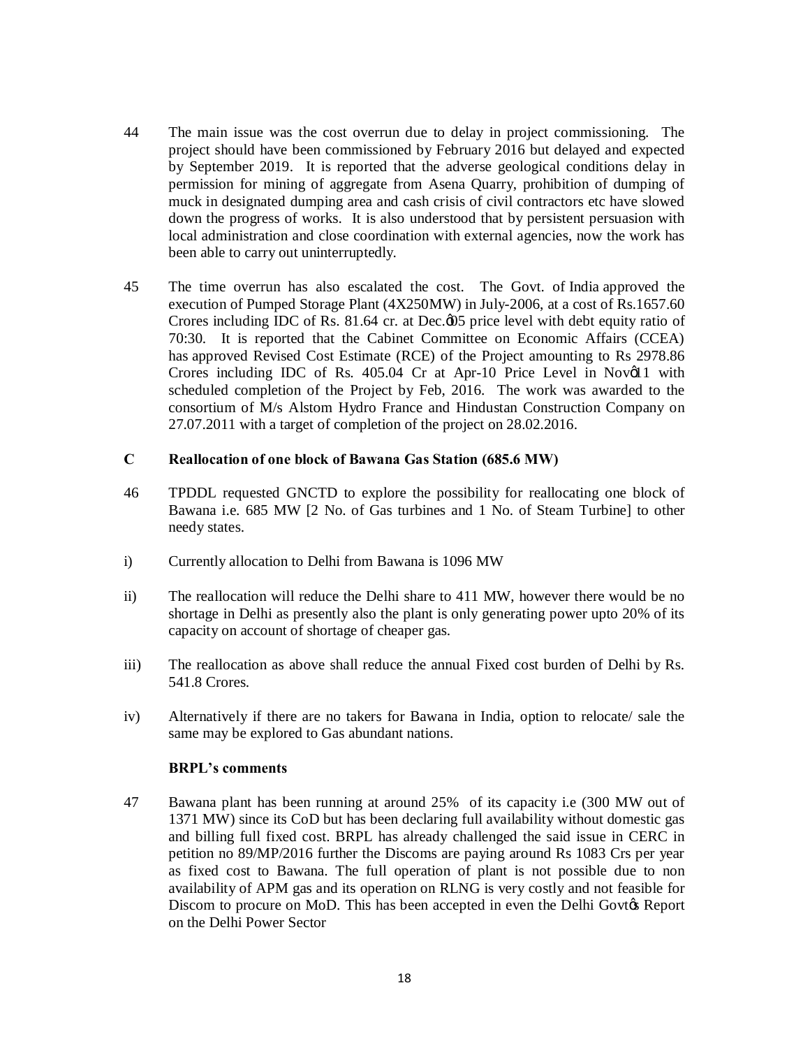44 The main issue was the cost overrun due to delay in project commissioning. The project should have been commissioned by February 2016 but delayed and expected by September 2019. It is reported that the adverse geological conditions delay in permission for mining of aggregate from Asena Quarry, prohibition of dumping of muck in designated dumping area and cash crisis of civil contractors etc have slowed down the progress of works. It is also understood that by persistent persuasion with local administration and close coordination with external agencies, now the work has been able to carry out uninterruptedly.

45 The time overrun has also escalated the cost. The Govt. of India approved the execution of Pumped Storage Plant (4X250MW) in July-2006, at a cost of Rs.1657.60 Crores including IDC of Rs. 81.64 cr. at Dec.ø05 price level with debt equity ratio of 70:30. It is reported that the Cabinet Committee on Economic Affairs (CCEA) has approved Revised Cost Estimate (RCE) of the Project amounting to Rs 2978.86 Crores including IDC of Rs. 405.04 Cr at Apr-10 Price Level in Novø11 with scheduled completion of the Project by Feb, 2016. The work was awarded to the consortium of M/s Alstom Hydro France and Hindustan Construction Company on 27.07.2011 with a target of completion of the project on 28.02.2016.

**C Reallocation of one block of Bawana Gas Station (685.6 MW)**

46 TPDDL requested GNCTD to explore the possibility for reallocating one block of Bawana i.e. 685 MW [2 No. of Gas turbines and 1 No. of Steam Turbine] to other needy states.

i) Currently allocation to Delhi from Bawana is 1096 MW

ii) The reallocation will reduce the Delhi share to 411 MW, however there would be no shortage in Delhi as presently also the plant is only generating power upto 20% of its capacity on account of shortage of cheaper gas.

iii) The reallocation as above shall reduce the annual Fixed cost burden of Delhi by Rs. 541.8 Crores.

iv) Alternatively if there are no takers for Bawana in India, option to relocate/ sale the same may be explored to Gas abundant nations.

**BRPL's comments**

47 Bawana plant has been running at around 25% of its capacity i.e (300 MW out of 1371 MW) since its CoD but has been declaring full availability without domestic gas and billing full fixed cost. BRPL has already challenged the said issue in CERC in petition no 89/MP/2016 further the Discoms are paying around Rs 1083 Crs per year as fixed cost to Bawana. The full operation of plant is not possible due to non availability of APM gas and its operation on RLNG is very costly and not feasible for Discom to procure on MoD. This has been accepted in even the Delhi Govtøs Report on the Delhi Power Sector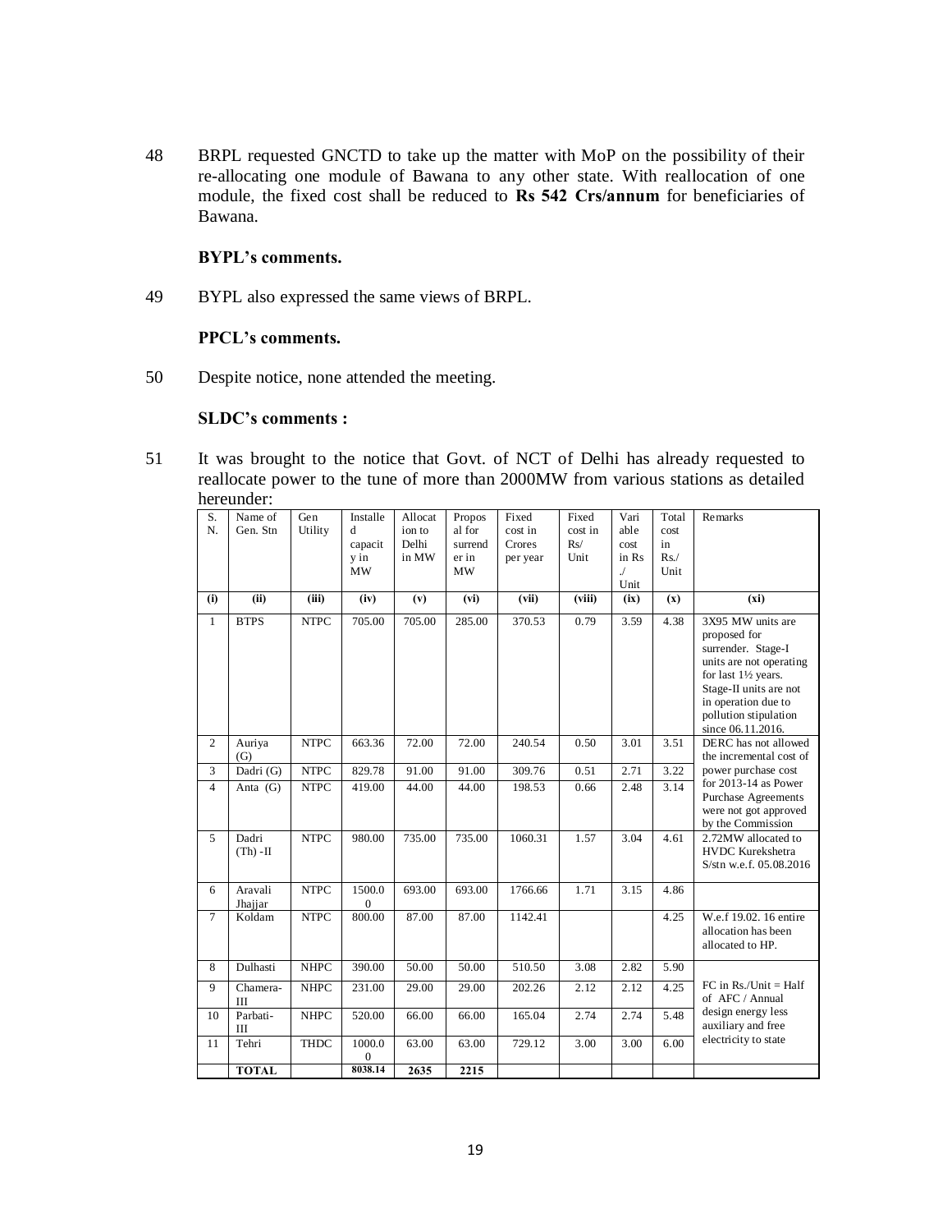48 BRPL requested GNCTD to take up the matter with MoP on the possibility of their re-allocating one module of Bawana to any other state. With reallocation of one module, the fixed cost shall be reduced to **Rs 542 Crs/annum** for beneficiaries of Bawana.

**BYPL's comments.**

49 BYPL also expressed the same views of BRPL.

**PPCL's comments.**

50 Despite notice, none attended the meeting.

**SLDC's comments :**

51 It was brought to the notice that Govt. of NCT of Delhi has already requested to reallocate power to the tune of more than 2000MW from various stations as detailed hereunder:

| S. N. | Name of Gen. Stn | Gen Utility | Installed capacity in MW | Allocation to Delhi in MW | Proposal for surrender in MW | Fixed cost in Crores per year | Fixed cost in Rs/ Unit | Variable cost in Rs./ Unit | Total cost in Rs./ Unit | Remarks |
|---|---|---|---|---|---|---|---|---|---|---|
| **(i)** | **(ii)** | **(iii)** | **(iv)** | **(v)** | **(vi)** | **(vii)** | **(viii)** | **(ix)** | **(x)** | **(xi)** |
| 1 | BTPS | NTPC | 705.00 | 705.00 | 285.00 | 370.53 | 0.79 | 3.59 | 4.38 | 3X95 MW units are proposed for surrender. Stage-I units are not operating for last 1½ years. Stage-II units are not in operation due to pollution stipulation since 06.11.2016. |
| 2 | Auriya (G) | NTPC | 663.36 | 72.00 | 72.00 | 240.54 | 0.50 | 3.01 | 3.51 | DERC has not allowed the incremental cost of power purchase cost for 2013-14 as Power Purchase Agreements were not got approved by the Commission |
| 3 | Dadri (G) | NTPC | 829.78 | 91.00 | 91.00 | 309.76 | 0.51 | 2.71 | 3.22 | |
| 4 | Anta (G) | NTPC | 419.00 | 44.00 | 44.00 | 198.53 | 0.66 | 2.48 | 3.14 | |
| 5 | Dadri (Th) -II | NTPC | 980.00 | 735.00 | 735.00 | 1060.31 | 1.57 | 3.04 | 4.61 | 2.72MW allocated to HVDC Kurekshetra S/stn w.e.f. 05.08.2016 |
| 6 | Aravali Jhajjar | NTPC | 1500.00 | 693.00 | 693.00 | 1766.66 | 1.71 | 3.15 | 4.86 | |
| 7 | Koldam | NTPC | 800.00 | 87.00 | 87.00 | 1142.41 | | | 4.25 | W.e.f 19.02. 16 entire allocation has been allocated to HP. |
| 8 | Dulhasti | NHPC | 390.00 | 50.00 | 50.00 | 510.50 | 3.08 | 2.82 | 5.90 | |
| 9 | Chamera-III | NHPC | 231.00 | 29.00 | 29.00 | 202.26 | 2.12 | 2.12 | 4.25 | FC in Rs./Unit = Half of AFC / Annual design energy less auxiliary and free electricity to state |
| 10 | Parbati-III | NHPC | 520.00 | 66.00 | 66.00 | 165.04 | 2.74 | 2.74 | 5.48 | |
| 11 | Tehri | THDC | 1000.00 | 63.00 | 63.00 | 729.12 | 3.00 | 3.00 | 6.00 | |
| | **TOTAL** | | **8038.14** | **2635** | **2215** | | | | | |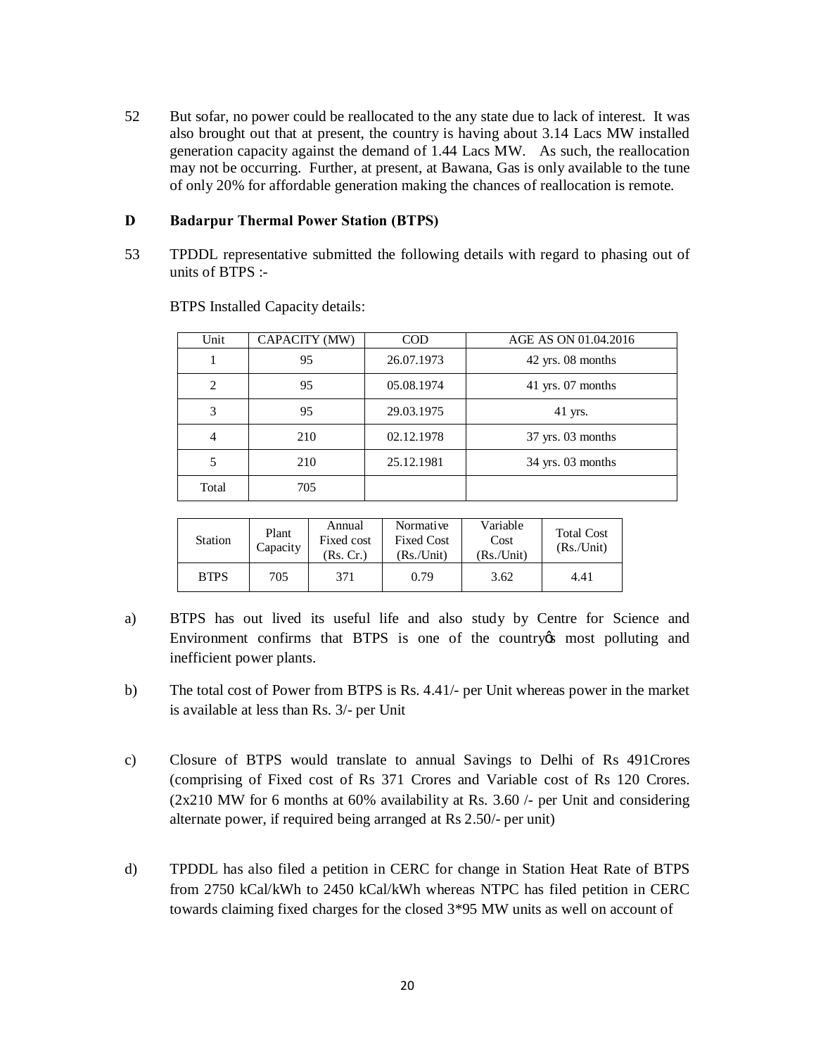52 But sofar, no power could be reallocated to the any state due to lack of interest. It was also brought out that at present, the country is having about 3.14 Lacs MW installed generation capacity against the demand of 1.44 Lacs MW. As such, the reallocation may not be occurring. Further, at present, at Bawana, Gas is only available to the tune of only 20% for affordable generation making the chances of reallocation is remote.

**D Badarpur Thermal Power Station (BTPS)**

53 TPDDL representative submitted the following details with regard to phasing out of units of BTPS :-

BTPS Installed Capacity details:

| Unit | CAPACITY (MW) | COD | AGE AS ON 01.04.2016 |
|---|---|---|---|
| 1 | 95 | 26.07.1973 | 42 yrs. 08 months |
| 2 | 95 | 05.08.1974 | 41 yrs. 07 months |
| 3 | 95 | 29.03.1975 | 41 yrs. |
| 4 | 210 | 02.12.1978 | 37 yrs. 03 months |
| 5 | 210 | 25.12.1981 | 34 yrs. 03 months |
| Total | 705 | | |

| Station | Plant Capacity | Annual Fixed cost (Rs. Cr.) | Normative Fixed Cost (Rs./Unit) | Variable Cost (Rs./Unit) | Total Cost (Rs./Unit) |
|---|---|---|---|---|---|
| BTPS | 705 | 371 | 0.79 | 3.62 | 4.41 |

a) BTPS has out lived its useful life and also study by Centre for Science and Environment confirms that BTPS is one of the country's most polluting and inefficient power plants.

b) The total cost of Power from BTPS is Rs. 4.41/- per Unit whereas power in the market is available at less than Rs. 3/- per Unit

c) Closure of BTPS would translate to annual Savings to Delhi of Rs 491Crores (comprising of Fixed cost of Rs 371 Crores and Variable cost of Rs 120 Crores. (2x210 MW for 6 months at 60% availability at Rs. 3.60 /- per Unit and considering alternate power, if required being arranged at Rs 2.50/- per unit)

d) TPDDL has also filed a petition in CERC for change in Station Heat Rate of BTPS from 2750 kCal/kWh to 2450 kCal/kWh whereas NTPC has filed petition in CERC towards claiming fixed charges for the closed 3*95 MW units as well on account of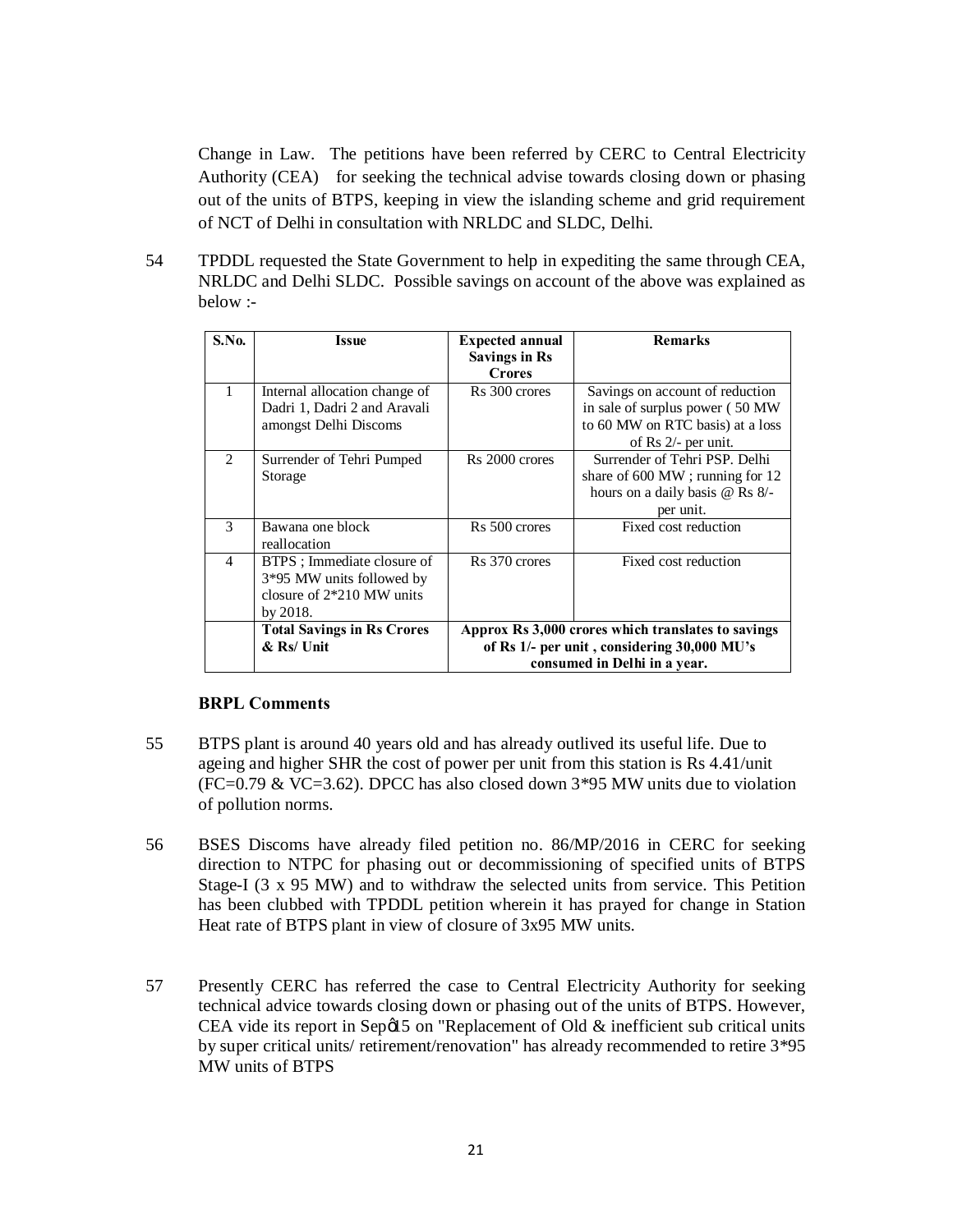Change in Law. The petitions have been referred by CERC to Central Electricity Authority (CEA) for seeking the technical advise towards closing down or phasing out of the units of BTPS, keeping in view the islanding scheme and grid requirement of NCT of Delhi in consultation with NRLDC and SLDC, Delhi.

54 TPDDL requested the State Government to help in expediting the same through CEA, NRLDC and Delhi SLDC. Possible savings on account of the above was explained as below :-

| S.No. | Issue | Expected annual Savings in Rs Crores | Remarks |
|---|---|---|---|
| 1 | Internal allocation change of Dadri 1, Dadri 2 and Aravali amongst Delhi Discoms | Rs 300 crores | Savings on account of reduction in sale of surplus power ( 50 MW to 60 MW on RTC basis) at a loss of Rs 2/- per unit. |
| 2 | Surrender of Tehri Pumped Storage | Rs 2000 crores | Surrender of Tehri PSP. Delhi share of 600 MW ; running for 12 hours on a daily basis @ Rs 8/- per unit. |
| 3 | Bawana one block reallocation | Rs 500 crores | Fixed cost reduction |
| 4 | BTPS ; Immediate closure of 3*95 MW units followed by closure of 2*210 MW units by 2018. | Rs 370 crores | Fixed cost reduction |
| | **Total Savings in Rs Crores & Rs/ Unit** | **Approx Rs 3,000 crores which translates to savings of Rs 1/- per unit , considering 30,000 MU's consumed in Delhi in a year.** | |

**BRPL Comments**

55 BTPS plant is around 40 years old and has already outlived its useful life. Due to ageing and higher SHR the cost of power per unit from this station is Rs 4.41/unit (FC=0.79 & VC=3.62). DPCC has also closed down 3*95 MW units due to violation of pollution norms.

56 BSES Discoms have already filed petition no. 86/MP/2016 in CERC for seeking direction to NTPC for phasing out or decommissioning of specified units of BTPS Stage-I (3 x 95 MW) and to withdraw the selected units from service. This Petition has been clubbed with TPDDL petition wherein it has prayed for change in Station Heat rate of BTPS plant in view of closure of 3x95 MW units.

57 Presently CERC has referred the case to Central Electricity Authority for seeking technical advice towards closing down or phasing out of the units of BTPS. However, CEA vide its report in Sep'15 on "Replacement of Old & inefficient sub critical units by super critical units/ retirement/renovation" has already recommended to retire 3*95 MW units of BTPS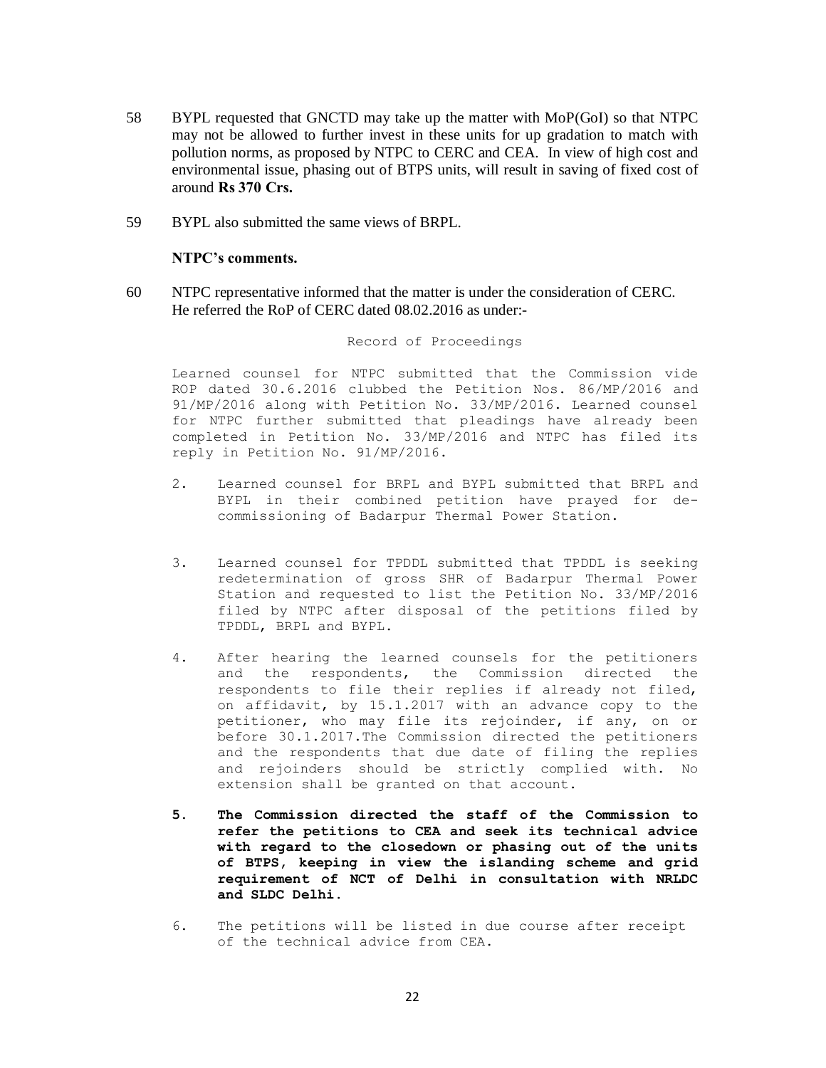58 BYPL requested that GNCTD may take up the matter with MoP(GoI) so that NTPC may not be allowed to further invest in these units for up gradation to match with pollution norms, as proposed by NTPC to CERC and CEA. In view of high cost and environmental issue, phasing out of BTPS units, will result in saving of fixed cost of around **Rs 370 Crs.**

59 BYPL also submitted the same views of BRPL.

**NTPC's comments.**

60 NTPC representative informed that the matter is under the consideration of CERC. He referred the RoP of CERC dated 08.02.2016 as under:-

Record of Proceedings

Learned counsel for NTPC submitted that the Commission vide ROP dated 30.6.2016 clubbed the Petition Nos. 86/MP/2016 and 91/MP/2016 along with Petition No. 33/MP/2016. Learned counsel for NTPC further submitted that pleadings have already been completed in Petition No. 33/MP/2016 and NTPC has filed its reply in Petition No. 91/MP/2016.

2. Learned counsel for BRPL and BYPL submitted that BRPL and BYPL in their combined petition have prayed for de-commissioning of Badarpur Thermal Power Station.

3. Learned counsel for TPDDL submitted that TPDDL is seeking redetermination of gross SHR of Badarpur Thermal Power Station and requested to list the Petition No. 33/MP/2016 filed by NTPC after disposal of the petitions filed by TPDDL, BRPL and BYPL.

4. After hearing the learned counsels for the petitioners and the respondents, the Commission directed the respondents to file their replies if already not filed, on affidavit, by 15.1.2017 with an advance copy to the petitioner, who may file its rejoinder, if any, on or before 30.1.2017.The Commission directed the petitioners and the respondents that due date of filing the replies and rejoinders should be strictly complied with. No extension shall be granted on that account.

**5. The Commission directed the staff of the Commission to refer the petitions to CEA and seek its technical advice with regard to the closedown or phasing out of the units of BTPS, keeping in view the islanding scheme and grid requirement of NCT of Delhi in consultation with NRLDC and SLDC Delhi.**

6. The petitions will be listed in due course after receipt of the technical advice from CEA.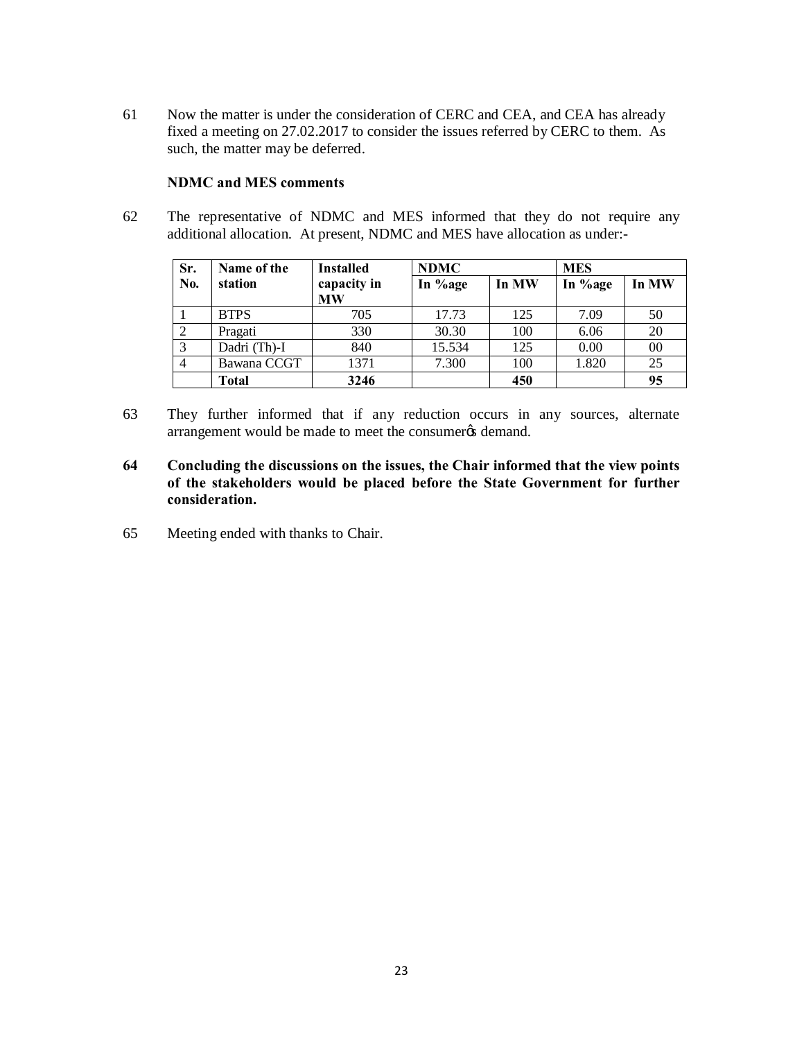61 Now the matter is under the consideration of CERC and CEA, and CEA has already fixed a meeting on 27.02.2017 to consider the issues referred by CERC to them. As such, the matter may be deferred.

**NDMC and MES comments**

62 The representative of NDMC and MES informed that they do not require any additional allocation. At present, NDMC and MES have allocation as under:-

| Sr. No. | Name of the station | Installed capacity in MW | NDMC | | MES | |
|---|---|---|---|---|---|---|
| | | | In %age | In MW | In %age | In MW |
| 1 | BTPS | 705 | 17.73 | 125 | 7.09 | 50 |
| 2 | Pragati | 330 | 30.30 | 100 | 6.06 | 20 |
| 3 | Dadri (Th)-I | 840 | 15.534 | 125 | 0.00 | 00 |
| 4 | Bawana CCGT | 1371 | 7.300 | 100 | 1.820 | 25 |
| | **Total** | **3246** | | **450** | | **95** |

63 They further informed that if any reduction occurs in any sources, alternate arrangement would be made to meet the consumer's demand.

**64 Concluding the discussions on the issues, the Chair informed that the view points of the stakeholders would be placed before the State Government for further consideration.**

65 Meeting ended with thanks to Chair.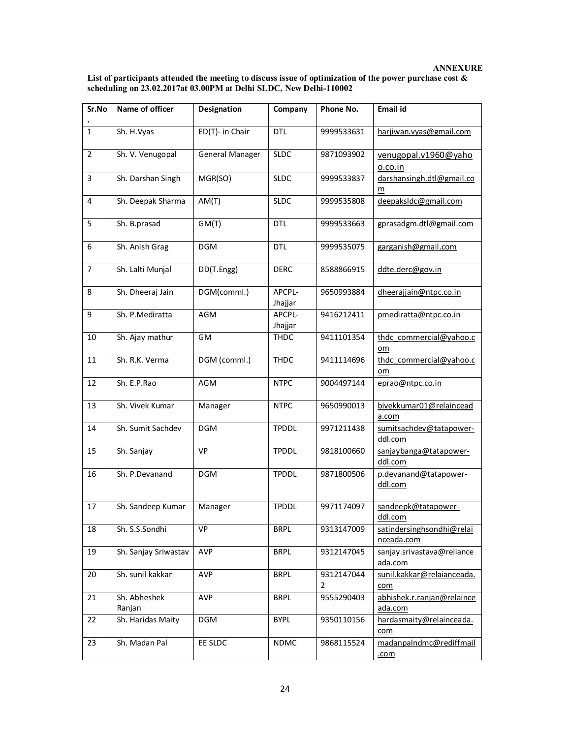**ANNEXURE**

**List of participants attended the meeting to discuss issue of optimization of the power purchase cost & scheduling on 23.02.2017at 03.00PM at Delhi SLDC, New Delhi-110002**

| Sr.No. | Name of officer | Designation | Company | Phone No. | Email id |
|---|---|---|---|---|---|
| 1 | Sh. H.Vyas | ED(T)- in Chair | DTL | 9999533631 | harjiwan.vyas@gmail.com |
| 2 | Sh. V. Venugopal | General Manager | SLDC | 9871093902 | venugopal.v1960@yahoo.co.in |
| 3 | Sh. Darshan Singh | MGR(SO) | SLDC | 9999533837 | darshansingh.dtl@gmail.com |
| 4 | Sh. Deepak Sharma | AM(T) | SLDC | 9999535808 | deepaksldc@gmail.com |
| 5 | Sh. B.prasad | GM(T) | DTL | 9999533663 | gprasadgm.dtl@gmail.com |
| 6 | Sh. Anish Grag | DGM | DTL | 9999535075 | garganish@gmail.com |
| 7 | Sh. Lalti Munjal | DD(T.Engg) | DERC | 8588866915 | ddte.derc@gov.in |
| 8 | Sh. Dheeraj Jain | DGM(comml.) | APCPL-Jhajjar | 9650993884 | dheerajjain@ntpc.co.in |
| 9 | Sh. P.Mediratta | AGM | APCPL-Jhajjar | 9416212411 | pmediratta@ntpc.co.in |
| 10 | Sh. Ajay mathur | GM | THDC | 9411101354 | thdc_commercial@yahoo.com |
| 11 | Sh. R.K. Verma | DGM (comml.) | THDC | 9411114696 | thdc_commercial@yahoo.com |
| 12 | Sh. E.P.Rao | AGM | NTPC | 9004497144 | eprao@ntpc.co.in |
| 13 | Sh. Vivek Kumar | Manager | NTPC | 9650990013 | bivekkumar01@relainceada.com |
| 14 | Sh. Sumit Sachdev | DGM | TPDDL | 9971211438 | sumitsachdev@tatapower-ddl.com |
| 15 | Sh. Sanjay | VP | TPDDL | 9818100660 | sanjaybanga@tatapower-ddl.com |
| 16 | Sh. P.Devanand | DGM | TPDDL | 9871800506 | p.devanand@tatapower-ddl.com |
| 17 | Sh. Sandeep Kumar | Manager | TPDDL | 9971174097 | sandeepk@tatapower-ddl.com |
| 18 | Sh. S.S.Sondhi | VP | BRPL | 9313147009 | satindersinghsondhi@relainceada.com |
| 19 | Sh. Sanjay Sriwastav | AVP | BRPL | 9312147045 | sanjay.srivastava@relianceada.com |
| 20 | Sh. sunil kakkar | AVP | BRPL | 93121470442 | sunil.kakkar@relaianceada.com |
| 21 | Sh. Abheshek Ranjan | AVP | BRPL | 9555290403 | abhishek.r.ranjan@relainceada.com |
| 22 | Sh. Haridas Maity | DGM | BYPL | 9350110156 | hardasmaity@relainceada.com |
| 23 | Sh. Madan Pal | EE SLDC | NDMC | 9868115524 | madanpalndmc@rediffmail.com |